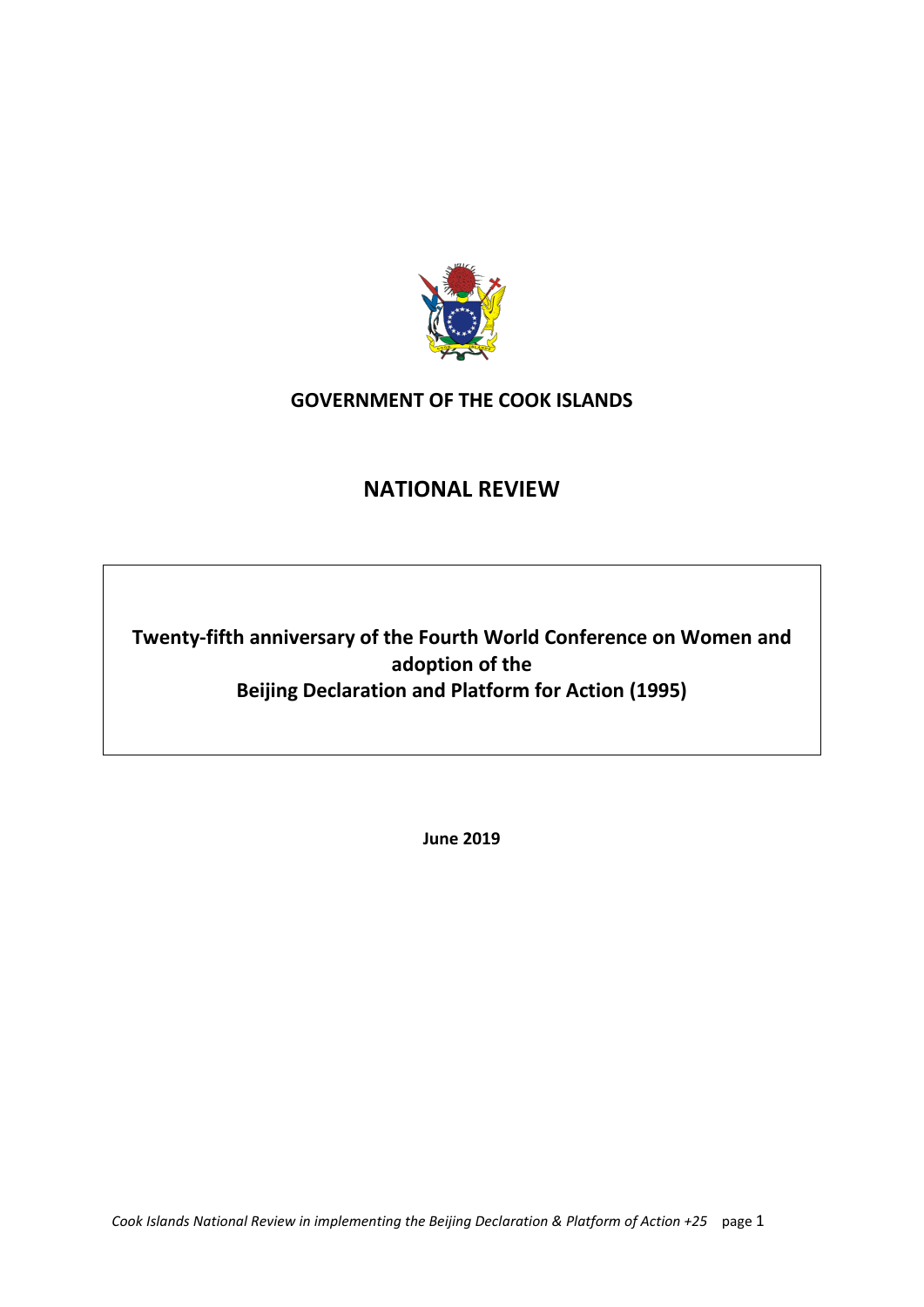**GOVERNMENT OF THE COOK ISLANDS**

# NATIONAL REVIEW

**Twenty-fifth anniversary of the Fourth World Conference on Women and adoption of the Beijing Declaration and Platform for Action (1995)**

**June 2019**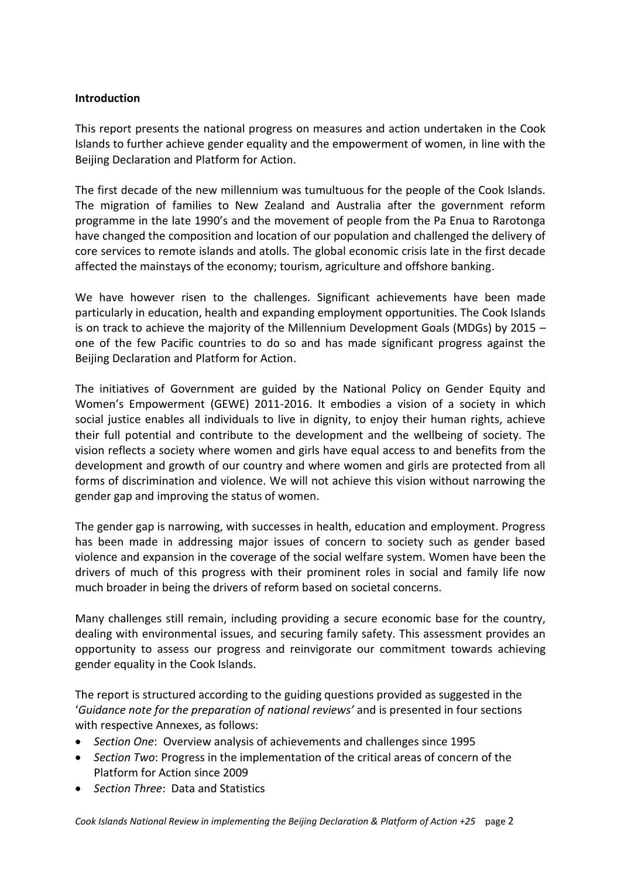**Introduction**

This report presents the national progress on measures and action undertaken in the Cook Islands to further achieve gender equality and the empowerment of women, in line with the Beijing Declaration and Platform for Action.

The first decade of the new millennium was tumultuous for the people of the Cook Islands. The migration of families to New Zealand and Australia after the government reform programme in the late 1990's and the movement of people from the Pa Enua to Rarotonga have changed the composition and location of our population and challenged the delivery of core services to remote islands and atolls. The global economic crisis late in the first decade affected the mainstays of the economy; tourism, agriculture and offshore banking.

We have however risen to the challenges. Significant achievements have been made particularly in education, health and expanding employment opportunities. The Cook Islands is on track to achieve the majority of the Millennium Development Goals (MDGs) by 2015 – one of the few Pacific countries to do so and has made significant progress against the Beijing Declaration and Platform for Action.

The initiatives of Government are guided by the National Policy on Gender Equity and Women's Empowerment (GEWE) 2011-2016. It embodies a vision of a society in which social justice enables all individuals to live in dignity, to enjoy their human rights, achieve their full potential and contribute to the development and the wellbeing of society. The vision reflects a society where women and girls have equal access to and benefits from the development and growth of our country and where women and girls are protected from all forms of discrimination and violence. We will not achieve this vision without narrowing the gender gap and improving the status of women.

The gender gap is narrowing, with successes in health, education and employment. Progress has been made in addressing major issues of concern to society such as gender based violence and expansion in the coverage of the social welfare system. Women have been the drivers of much of this progress with their prominent roles in social and family life now much broader in being the drivers of reform based on societal concerns.

Many challenges still remain, including providing a secure economic base for the country, dealing with environmental issues, and securing family safety. This assessment provides an opportunity to assess our progress and reinvigorate our commitment towards achieving gender equality in the Cook Islands.

The report is structured according to the guiding questions provided as suggested in the '*Guidance note for the preparation of national reviews'* and is presented in four sections with respective Annexes, as follows:

- *Section One*: Overview analysis of achievements and challenges since 1995
- *Section Two*: Progress in the implementation of the critical areas of concern of the Platform for Action since 2009
- *Section Three*: Data and Statistics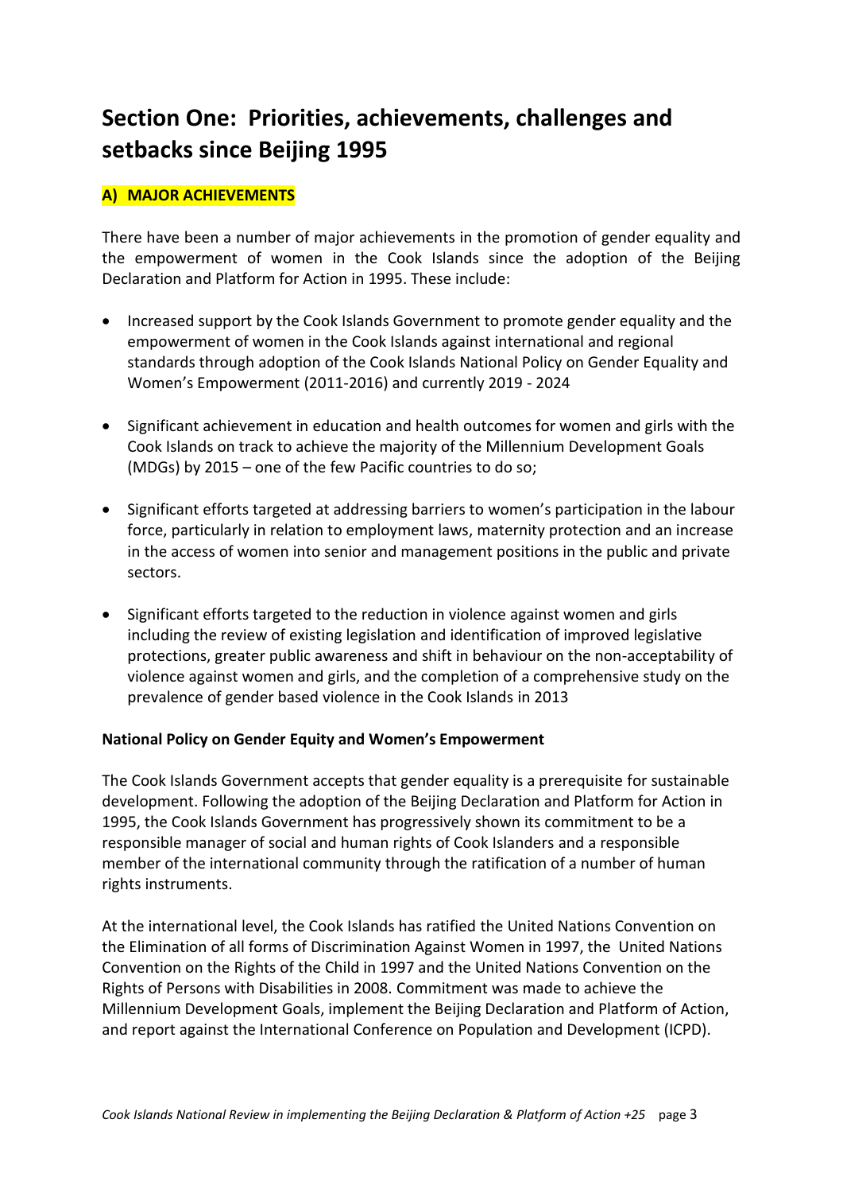# Section One: Priorities, achievements, challenges and setbacks since Beijing 1995

## A) MAJOR ACHIEVEMENTS

There have been a number of major achievements in the promotion of gender equality and the empowerment of women in the Cook Islands since the adoption of the Beijing Declaration and Platform for Action in 1995. These include:

- Increased support by the Cook Islands Government to promote gender equality and the empowerment of women in the Cook Islands against international and regional standards through adoption of the Cook Islands National Policy on Gender Equality and Women's Empowerment (2011-2016) and currently 2019 - 2024
- Significant achievement in education and health outcomes for women and girls with the Cook Islands on track to achieve the majority of the Millennium Development Goals (MDGs) by 2015 – one of the few Pacific countries to do so;
- Significant efforts targeted at addressing barriers to women's participation in the labour force, particularly in relation to employment laws, maternity protection and an increase in the access of women into senior and management positions in the public and private sectors.
- Significant efforts targeted to the reduction in violence against women and girls including the review of existing legislation and identification of improved legislative protections, greater public awareness and shift in behaviour on the non-acceptability of violence against women and girls, and the completion of a comprehensive study on the prevalence of gender based violence in the Cook Islands in 2013

**National Policy on Gender Equity and Women's Empowerment**

The Cook Islands Government accepts that gender equality is a prerequisite for sustainable development. Following the adoption of the Beijing Declaration and Platform for Action in 1995, the Cook Islands Government has progressively shown its commitment to be a responsible manager of social and human rights of Cook Islanders and a responsible member of the international community through the ratification of a number of human rights instruments.

At the international level, the Cook Islands has ratified the United Nations Convention on the Elimination of all forms of Discrimination Against Women in 1997, the United Nations Convention on the Rights of the Child in 1997 and the United Nations Convention on the Rights of Persons with Disabilities in 2008. Commitment was made to achieve the Millennium Development Goals, implement the Beijing Declaration and Platform of Action, and report against the International Conference on Population and Development (ICPD).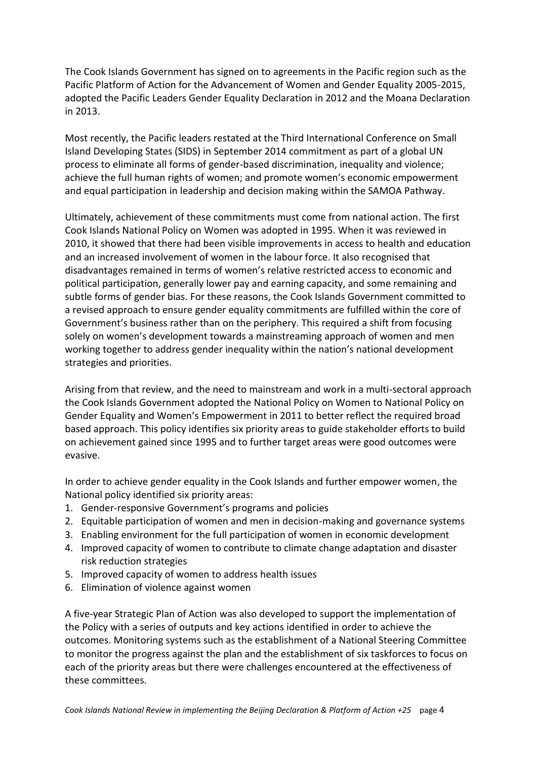The Cook Islands Government has signed on to agreements in the Pacific region such as the Pacific Platform of Action for the Advancement of Women and Gender Equality 2005-2015, adopted the Pacific Leaders Gender Equality Declaration in 2012 and the Moana Declaration in 2013.

Most recently, the Pacific leaders restated at the Third International Conference on Small Island Developing States (SIDS) in September 2014 commitment as part of a global UN process to eliminate all forms of gender-based discrimination, inequality and violence; achieve the full human rights of women; and promote women's economic empowerment and equal participation in leadership and decision making within the SAMOA Pathway.

Ultimately, achievement of these commitments must come from national action. The first Cook Islands National Policy on Women was adopted in 1995. When it was reviewed in 2010, it showed that there had been visible improvements in access to health and education and an increased involvement of women in the labour force. It also recognised that disadvantages remained in terms of women's relative restricted access to economic and political participation, generally lower pay and earning capacity, and some remaining and subtle forms of gender bias. For these reasons, the Cook Islands Government committed to a revised approach to ensure gender equality commitments are fulfilled within the core of Government's business rather than on the periphery. This required a shift from focusing solely on women's development towards a mainstreaming approach of women and men working together to address gender inequality within the nation's national development strategies and priorities.

Arising from that review, and the need to mainstream and work in a multi-sectoral approach the Cook Islands Government adopted the National Policy on Women to National Policy on Gender Equality and Women's Empowerment in 2011 to better reflect the required broad based approach. This policy identifies six priority areas to guide stakeholder efforts to build on achievement gained since 1995 and to further target areas were good outcomes were evasive.

In order to achieve gender equality in the Cook Islands and further empower women, the National policy identified six priority areas:

1. Gender-responsive Government's programs and policies
2. Equitable participation of women and men in decision-making and governance systems
3. Enabling environment for the full participation of women in economic development
4. Improved capacity of women to contribute to climate change adaptation and disaster risk reduction strategies
5. Improved capacity of women to address health issues
6. Elimination of violence against women

A five-year Strategic Plan of Action was also developed to support the implementation of the Policy with a series of outputs and key actions identified in order to achieve the outcomes. Monitoring systems such as the establishment of a National Steering Committee to monitor the progress against the plan and the establishment of six taskforces to focus on each of the priority areas but there were challenges encountered at the effectiveness of these committees.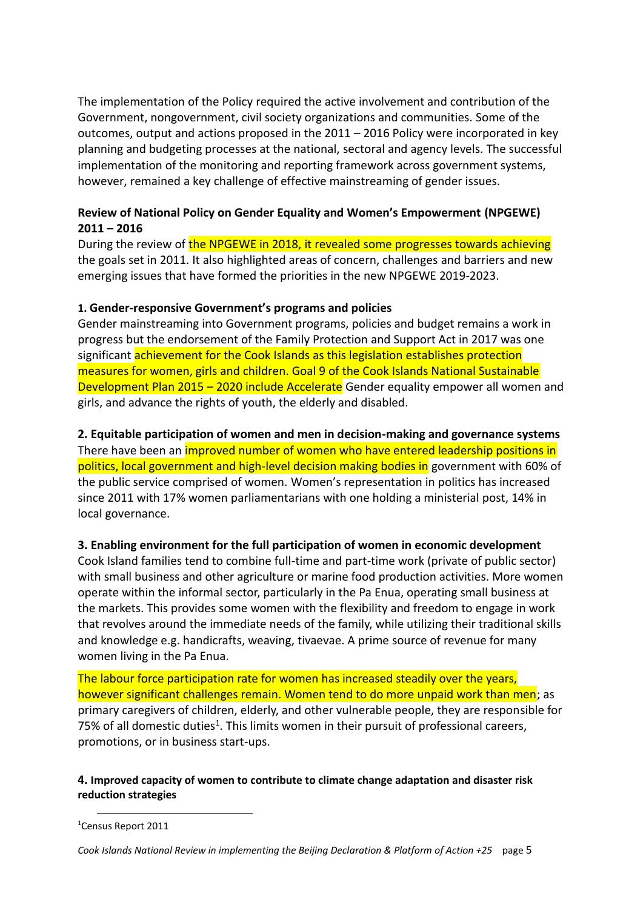The implementation of the Policy required the active involvement and contribution of the Government, nongovernment, civil society organizations and communities. Some of the outcomes, output and actions proposed in the 2011 – 2016 Policy were incorporated in key planning and budgeting processes at the national, sectoral and agency levels. The successful implementation of the monitoring and reporting framework across government systems, however, remained a key challenge of effective mainstreaming of gender issues.

**Review of National Policy on Gender Equality and Women's Empowerment (NPGEWE) 2011 – 2016**

During the review of the NPGEWE in 2018, it revealed some progresses towards achieving the goals set in 2011. It also highlighted areas of concern, challenges and barriers and new emerging issues that have formed the priorities in the new NPGEWE 2019-2023.

**1. Gender-responsive Government's programs and policies**

Gender mainstreaming into Government programs, policies and budget remains a work in progress but the endorsement of the Family Protection and Support Act in 2017 was one significant achievement for the Cook Islands as this legislation establishes protection measures for women, girls and children. Goal 9 of the Cook Islands National Sustainable Development Plan 2015 – 2020 include Accelerate Gender equality empower all women and girls, and advance the rights of youth, the elderly and disabled.

**2. Equitable participation of women and men in decision-making and governance systems**

There have been an improved number of women who have entered leadership positions in politics, local government and high-level decision making bodies in government with 60% of the public service comprised of women. Women's representation in politics has increased since 2011 with 17% women parliamentarians with one holding a ministerial post, 14% in local governance.

**3. Enabling environment for the full participation of women in economic development**

Cook Island families tend to combine full-time and part-time work (private of public sector) with small business and other agriculture or marine food production activities. More women operate within the informal sector, particularly in the Pa Enua, operating small business at the markets. This provides some women with the flexibility and freedom to engage in work that revolves around the immediate needs of the family, while utilizing their traditional skills and knowledge e.g. handicrafts, weaving, tivaevae. A prime source of revenue for many women living in the Pa Enua.

The labour force participation rate for women has increased steadily over the years, however significant challenges remain. Women tend to do more unpaid work than men; as primary caregivers of children, elderly, and other vulnerable people, they are responsible for 75% of all domestic duties[1]. This limits women in their pursuit of professional careers, promotions, or in business start-ups.

**4. Improved capacity of women to contribute to climate change adaptation and disaster risk reduction strategies**

[1] Census Report 2011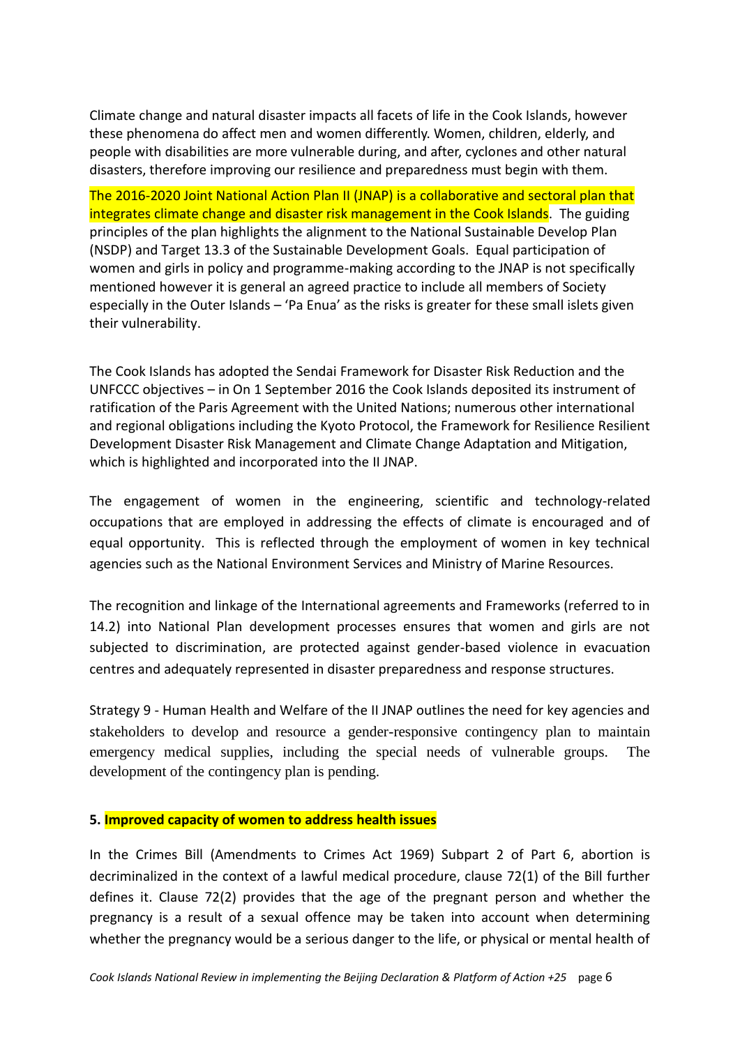Climate change and natural disaster impacts all facets of life in the Cook Islands, however these phenomena do affect men and women differently. Women, children, elderly, and people with disabilities are more vulnerable during, and after, cyclones and other natural disasters, therefore improving our resilience and preparedness must begin with them.

The 2016-2020 Joint National Action Plan II (JNAP) is a collaborative and sectoral plan that integrates climate change and disaster risk management in the Cook Islands. The guiding principles of the plan highlights the alignment to the National Sustainable Develop Plan (NSDP) and Target 13.3 of the Sustainable Development Goals. Equal participation of women and girls in policy and programme-making according to the JNAP is not specifically mentioned however it is general an agreed practice to include all members of Society especially in the Outer Islands – 'Pa Enua' as the risks is greater for these small islets given their vulnerability.

The Cook Islands has adopted the Sendai Framework for Disaster Risk Reduction and the UNFCCC objectives – in On 1 September 2016 the Cook Islands deposited its instrument of ratification of the Paris Agreement with the United Nations; numerous other international and regional obligations including the Kyoto Protocol, the Framework for Resilience Resilient Development Disaster Risk Management and Climate Change Adaptation and Mitigation, which is highlighted and incorporated into the II JNAP.

The engagement of women in the engineering, scientific and technology-related occupations that are employed in addressing the effects of climate is encouraged and of equal opportunity. This is reflected through the employment of women in key technical agencies such as the National Environment Services and Ministry of Marine Resources.

The recognition and linkage of the International agreements and Frameworks (referred to in 14.2) into National Plan development processes ensures that women and girls are not subjected to discrimination, are protected against gender-based violence in evacuation centres and adequately represented in disaster preparedness and response structures.

Strategy 9 - Human Health and Welfare of the II JNAP outlines the need for key agencies and stakeholders to develop and resource a gender-responsive contingency plan to maintain emergency medical supplies, including the special needs of vulnerable groups. The development of the contingency plan is pending.

**5. Improved capacity of women to address health issues**

In the Crimes Bill (Amendments to Crimes Act 1969) Subpart 2 of Part 6, abortion is decriminalized in the context of a lawful medical procedure, clause 72(1) of the Bill further defines it. Clause 72(2) provides that the age of the pregnant person and whether the pregnancy is a result of a sexual offence may be taken into account when determining whether the pregnancy would be a serious danger to the life, or physical or mental health of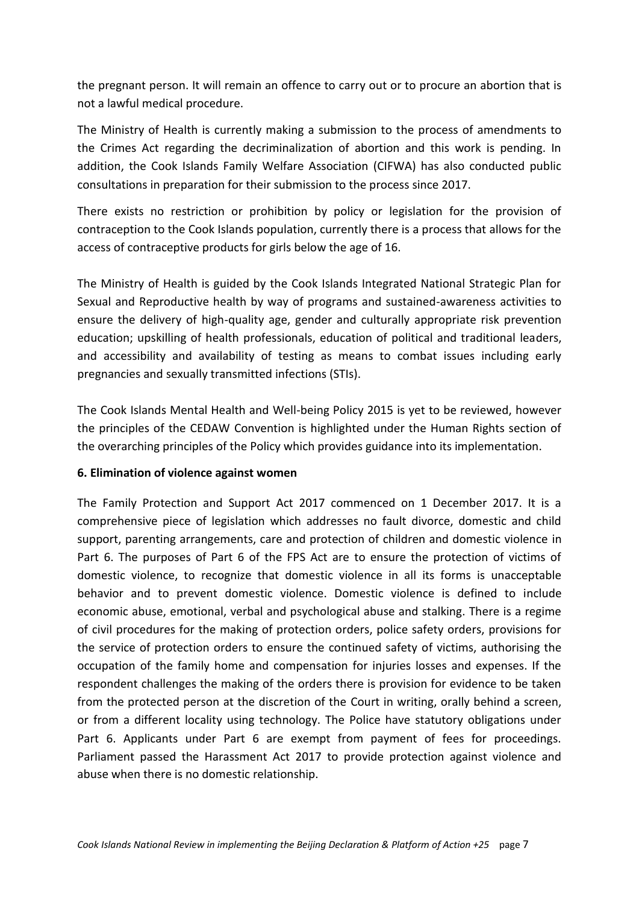the pregnant person. It will remain an offence to carry out or to procure an abortion that is not a lawful medical procedure.

The Ministry of Health is currently making a submission to the process of amendments to the Crimes Act regarding the decriminalization of abortion and this work is pending. In addition, the Cook Islands Family Welfare Association (CIFWA) has also conducted public consultations in preparation for their submission to the process since 2017.

There exists no restriction or prohibition by policy or legislation for the provision of contraception to the Cook Islands population, currently there is a process that allows for the access of contraceptive products for girls below the age of 16.

The Ministry of Health is guided by the Cook Islands Integrated National Strategic Plan for Sexual and Reproductive health by way of programs and sustained-awareness activities to ensure the delivery of high-quality age, gender and culturally appropriate risk prevention education; upskilling of health professionals, education of political and traditional leaders, and accessibility and availability of testing as means to combat issues including early pregnancies and sexually transmitted infections (STIs).

The Cook Islands Mental Health and Well-being Policy 2015 is yet to be reviewed, however the principles of the CEDAW Convention is highlighted under the Human Rights section of the overarching principles of the Policy which provides guidance into its implementation.

**6. Elimination of violence against women**

The Family Protection and Support Act 2017 commenced on 1 December 2017. It is a comprehensive piece of legislation which addresses no fault divorce, domestic and child support, parenting arrangements, care and protection of children and domestic violence in Part 6. The purposes of Part 6 of the FPS Act are to ensure the protection of victims of domestic violence, to recognize that domestic violence in all its forms is unacceptable behavior and to prevent domestic violence. Domestic violence is defined to include economic abuse, emotional, verbal and psychological abuse and stalking. There is a regime of civil procedures for the making of protection orders, police safety orders, provisions for the service of protection orders to ensure the continued safety of victims, authorising the occupation of the family home and compensation for injuries losses and expenses. If the respondent challenges the making of the orders there is provision for evidence to be taken from the protected person at the discretion of the Court in writing, orally behind a screen, or from a different locality using technology. The Police have statutory obligations under Part 6. Applicants under Part 6 are exempt from payment of fees for proceedings. Parliament passed the Harassment Act 2017 to provide protection against violence and abuse when there is no domestic relationship.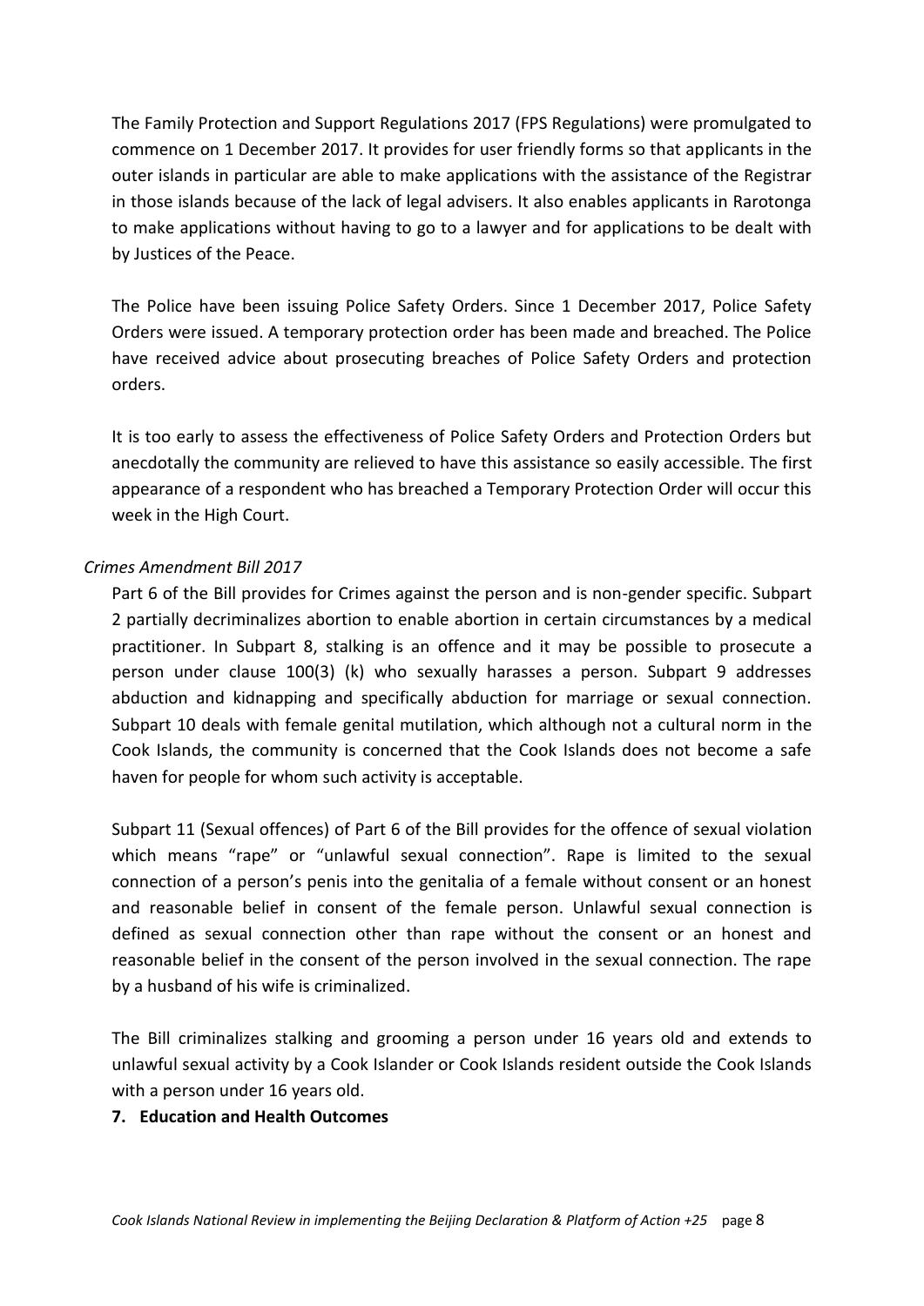The Family Protection and Support Regulations 2017 (FPS Regulations) were promulgated to commence on 1 December 2017. It provides for user friendly forms so that applicants in the outer islands in particular are able to make applications with the assistance of the Registrar in those islands because of the lack of legal advisers. It also enables applicants in Rarotonga to make applications without having to go to a lawyer and for applications to be dealt with by Justices of the Peace.

The Police have been issuing Police Safety Orders. Since 1 December 2017, Police Safety Orders were issued. A temporary protection order has been made and breached. The Police have received advice about prosecuting breaches of Police Safety Orders and protection orders.

It is too early to assess the effectiveness of Police Safety Orders and Protection Orders but anecdotally the community are relieved to have this assistance so easily accessible. The first appearance of a respondent who has breached a Temporary Protection Order will occur this week in the High Court.

*Crimes Amendment Bill 2017*

Part 6 of the Bill provides for Crimes against the person and is non-gender specific. Subpart 2 partially decriminalizes abortion to enable abortion in certain circumstances by a medical practitioner. In Subpart 8, stalking is an offence and it may be possible to prosecute a person under clause 100(3) (k) who sexually harasses a person. Subpart 9 addresses abduction and kidnapping and specifically abduction for marriage or sexual connection. Subpart 10 deals with female genital mutilation, which although not a cultural norm in the Cook Islands, the community is concerned that the Cook Islands does not become a safe haven for people for whom such activity is acceptable.

Subpart 11 (Sexual offences) of Part 6 of the Bill provides for the offence of sexual violation which means "rape" or "unlawful sexual connection". Rape is limited to the sexual connection of a person's penis into the genitalia of a female without consent or an honest and reasonable belief in consent of the female person. Unlawful sexual connection is defined as sexual connection other than rape without the consent or an honest and reasonable belief in the consent of the person involved in the sexual connection. The rape by a husband of his wife is criminalized.

The Bill criminalizes stalking and grooming a person under 16 years old and extends to unlawful sexual activity by a Cook Islander or Cook Islands resident outside the Cook Islands with a person under 16 years old.

**7. Education and Health Outcomes**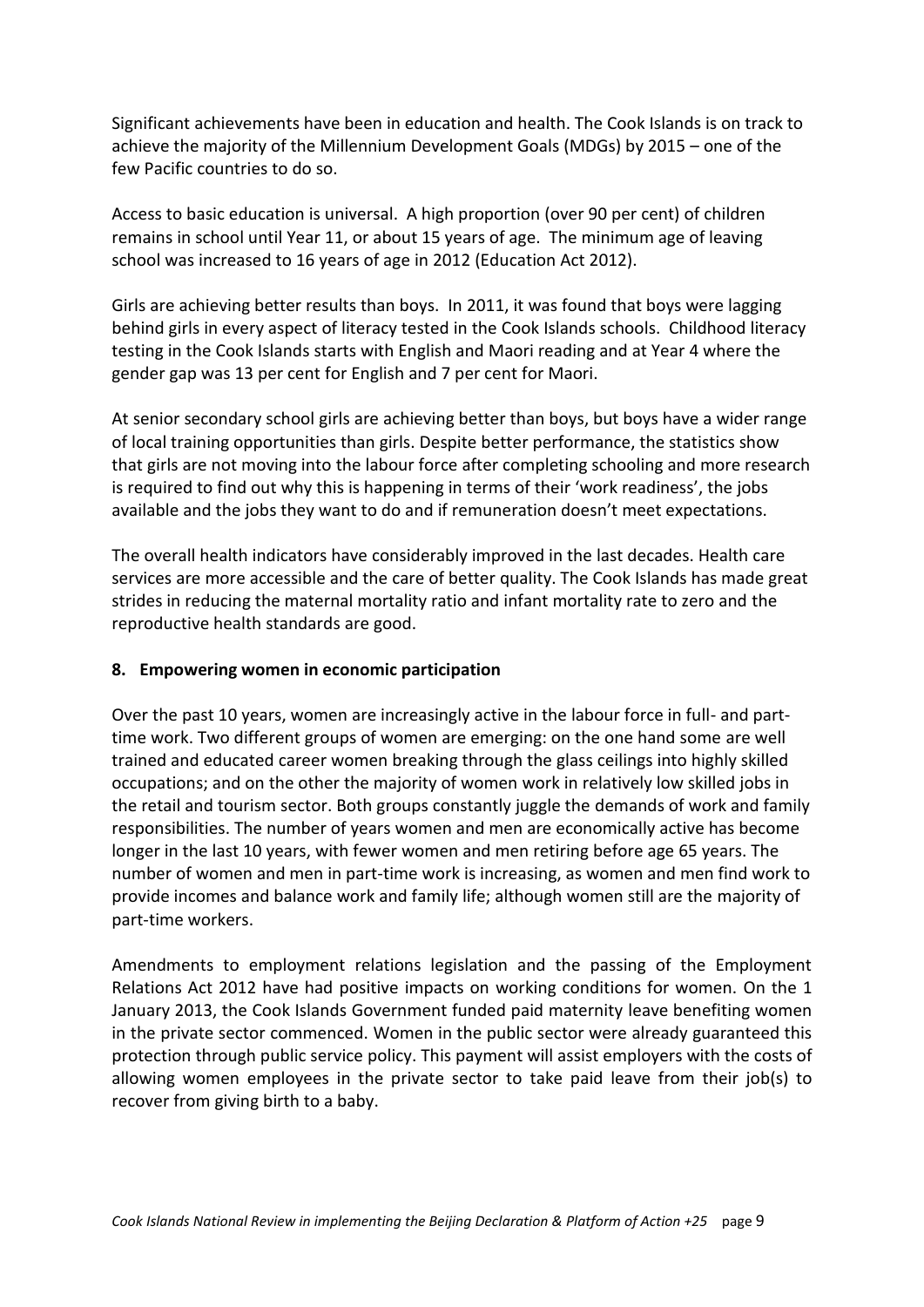Significant achievements have been in education and health. The Cook Islands is on track to achieve the majority of the Millennium Development Goals (MDGs) by 2015 – one of the few Pacific countries to do so.

Access to basic education is universal. A high proportion (over 90 per cent) of children remains in school until Year 11, or about 15 years of age. The minimum age of leaving school was increased to 16 years of age in 2012 (Education Act 2012).

Girls are achieving better results than boys. In 2011, it was found that boys were lagging behind girls in every aspect of literacy tested in the Cook Islands schools. Childhood literacy testing in the Cook Islands starts with English and Maori reading and at Year 4 where the gender gap was 13 per cent for English and 7 per cent for Maori.

At senior secondary school girls are achieving better than boys, but boys have a wider range of local training opportunities than girls. Despite better performance, the statistics show that girls are not moving into the labour force after completing schooling and more research is required to find out why this is happening in terms of their 'work readiness', the jobs available and the jobs they want to do and if remuneration doesn't meet expectations.

The overall health indicators have considerably improved in the last decades. Health care services are more accessible and the care of better quality. The Cook Islands has made great strides in reducing the maternal mortality ratio and infant mortality rate to zero and the reproductive health standards are good.

## 8. Empowering women in economic participation

Over the past 10 years, women are increasingly active in the labour force in full- and part-time work. Two different groups of women are emerging: on the one hand some are well trained and educated career women breaking through the glass ceilings into highly skilled occupations; and on the other the majority of women work in relatively low skilled jobs in the retail and tourism sector. Both groups constantly juggle the demands of work and family responsibilities. The number of years women and men are economically active has become longer in the last 10 years, with fewer women and men retiring before age 65 years. The number of women and men in part-time work is increasing, as women and men find work to provide incomes and balance work and family life; although women still are the majority of part-time workers.

Amendments to employment relations legislation and the passing of the Employment Relations Act 2012 have had positive impacts on working conditions for women. On the 1 January 2013, the Cook Islands Government funded paid maternity leave benefiting women in the private sector commenced. Women in the public sector were already guaranteed this protection through public service policy. This payment will assist employers with the costs of allowing women employees in the private sector to take paid leave from their job(s) to recover from giving birth to a baby.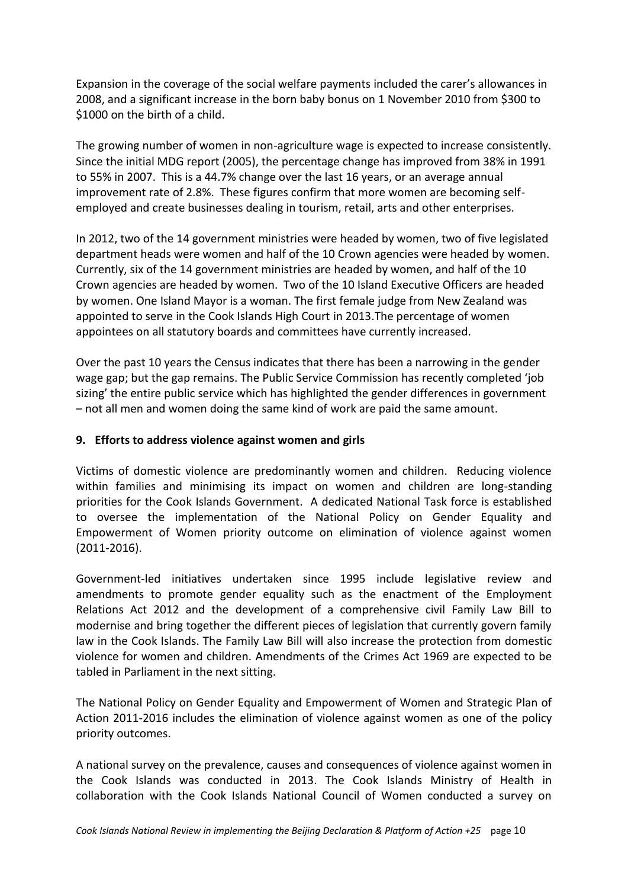Expansion in the coverage of the social welfare payments included the carer's allowances in 2008, and a significant increase in the born baby bonus on 1 November 2010 from $300 to $1000 on the birth of a child.

The growing number of women in non-agriculture wage is expected to increase consistently. Since the initial MDG report (2005), the percentage change has improved from 38% in 1991 to 55% in 2007. This is a 44.7% change over the last 16 years, or an average annual improvement rate of 2.8%. These figures confirm that more women are becoming self-employed and create businesses dealing in tourism, retail, arts and other enterprises.

In 2012, two of the 14 government ministries were headed by women, two of five legislated department heads were women and half of the 10 Crown agencies were headed by women. Currently, six of the 14 government ministries are headed by women, and half of the 10 Crown agencies are headed by women. Two of the 10 Island Executive Officers are headed by women. One Island Mayor is a woman. The first female judge from New Zealand was appointed to serve in the Cook Islands High Court in 2013.The percentage of women appointees on all statutory boards and committees have currently increased.

Over the past 10 years the Census indicates that there has been a narrowing in the gender wage gap; but the gap remains. The Public Service Commission has recently completed 'job sizing' the entire public service which has highlighted the gender differences in government – not all men and women doing the same kind of work are paid the same amount.

## 9. Efforts to address violence against women and girls

Victims of domestic violence are predominantly women and children. Reducing violence within families and minimising its impact on women and children are long-standing priorities for the Cook Islands Government. A dedicated National Task force is established to oversee the implementation of the National Policy on Gender Equality and Empowerment of Women priority outcome on elimination of violence against women (2011-2016).

Government-led initiatives undertaken since 1995 include legislative review and amendments to promote gender equality such as the enactment of the Employment Relations Act 2012 and the development of a comprehensive civil Family Law Bill to modernise and bring together the different pieces of legislation that currently govern family law in the Cook Islands. The Family Law Bill will also increase the protection from domestic violence for women and children. Amendments of the Crimes Act 1969 are expected to be tabled in Parliament in the next sitting.

The National Policy on Gender Equality and Empowerment of Women and Strategic Plan of Action 2011-2016 includes the elimination of violence against women as one of the policy priority outcomes.

A national survey on the prevalence, causes and consequences of violence against women in the Cook Islands was conducted in 2013. The Cook Islands Ministry of Health in collaboration with the Cook Islands National Council of Women conducted a survey on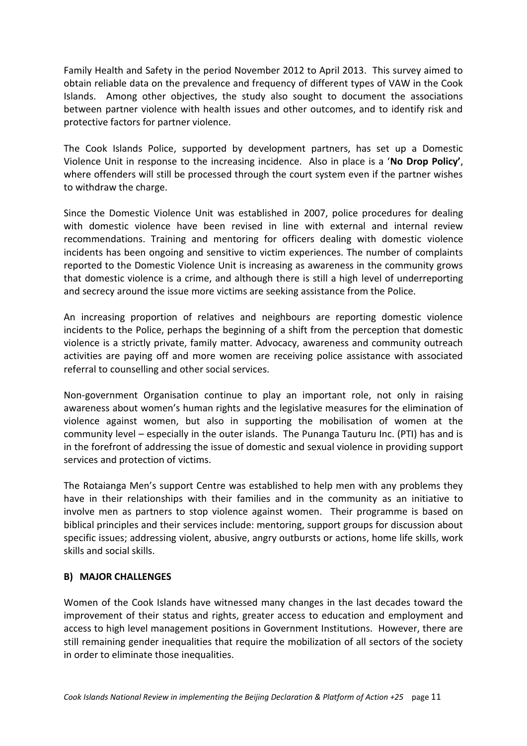Family Health and Safety in the period November 2012 to April 2013. This survey aimed to obtain reliable data on the prevalence and frequency of different types of VAW in the Cook Islands. Among other objectives, the study also sought to document the associations between partner violence with health issues and other outcomes, and to identify risk and protective factors for partner violence.

The Cook Islands Police, supported by development partners, has set up a Domestic Violence Unit in response to the increasing incidence. Also in place is a '**No Drop Policy'**, where offenders will still be processed through the court system even if the partner wishes to withdraw the charge.

Since the Domestic Violence Unit was established in 2007, police procedures for dealing with domestic violence have been revised in line with external and internal review recommendations. Training and mentoring for officers dealing with domestic violence incidents has been ongoing and sensitive to victim experiences. The number of complaints reported to the Domestic Violence Unit is increasing as awareness in the community grows that domestic violence is a crime, and although there is still a high level of underreporting and secrecy around the issue more victims are seeking assistance from the Police.

An increasing proportion of relatives and neighbours are reporting domestic violence incidents to the Police, perhaps the beginning of a shift from the perception that domestic violence is a strictly private, family matter. Advocacy, awareness and community outreach activities are paying off and more women are receiving police assistance with associated referral to counselling and other social services.

Non-government Organisation continue to play an important role, not only in raising awareness about women's human rights and the legislative measures for the elimination of violence against women, but also in supporting the mobilisation of women at the community level – especially in the outer islands. The Punanga Tauturu Inc. (PTI) has and is in the forefront of addressing the issue of domestic and sexual violence in providing support services and protection of victims.

The Rotaianga Men's support Centre was established to help men with any problems they have in their relationships with their families and in the community as an initiative to involve men as partners to stop violence against women. Their programme is based on biblical principles and their services include: mentoring, support groups for discussion about specific issues; addressing violent, abusive, angry outbursts or actions, home life skills, work skills and social skills.

**B) MAJOR CHALLENGES**

Women of the Cook Islands have witnessed many changes in the last decades toward the improvement of their status and rights, greater access to education and employment and access to high level management positions in Government Institutions. However, there are still remaining gender inequalities that require the mobilization of all sectors of the society in order to eliminate those inequalities.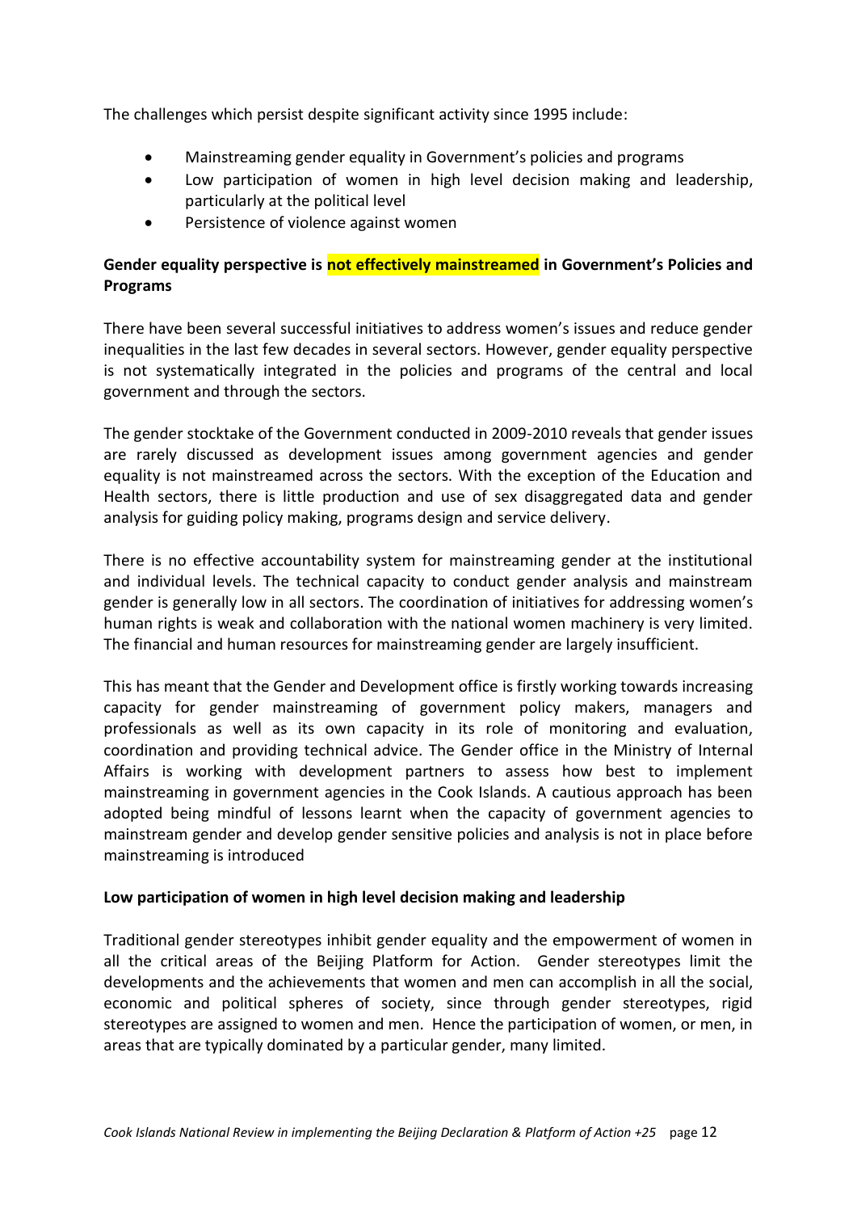The challenges which persist despite significant activity since 1995 include:

- Mainstreaming gender equality in Government's policies and programs
- Low participation of women in high level decision making and leadership, particularly at the political level
- Persistence of violence against women

**Gender equality perspective is not effectively mainstreamed in Government's Policies and Programs**

There have been several successful initiatives to address women's issues and reduce gender inequalities in the last few decades in several sectors. However, gender equality perspective is not systematically integrated in the policies and programs of the central and local government and through the sectors.

The gender stocktake of the Government conducted in 2009-2010 reveals that gender issues are rarely discussed as development issues among government agencies and gender equality is not mainstreamed across the sectors. With the exception of the Education and Health sectors, there is little production and use of sex disaggregated data and gender analysis for guiding policy making, programs design and service delivery.

There is no effective accountability system for mainstreaming gender at the institutional and individual levels. The technical capacity to conduct gender analysis and mainstream gender is generally low in all sectors. The coordination of initiatives for addressing women's human rights is weak and collaboration with the national women machinery is very limited. The financial and human resources for mainstreaming gender are largely insufficient.

This has meant that the Gender and Development office is firstly working towards increasing capacity for gender mainstreaming of government policy makers, managers and professionals as well as its own capacity in its role of monitoring and evaluation, coordination and providing technical advice. The Gender office in the Ministry of Internal Affairs is working with development partners to assess how best to implement mainstreaming in government agencies in the Cook Islands. A cautious approach has been adopted being mindful of lessons learnt when the capacity of government agencies to mainstream gender and develop gender sensitive policies and analysis is not in place before mainstreaming is introduced

**Low participation of women in high level decision making and leadership**

Traditional gender stereotypes inhibit gender equality and the empowerment of women in all the critical areas of the Beijing Platform for Action. Gender stereotypes limit the developments and the achievements that women and men can accomplish in all the social, economic and political spheres of society, since through gender stereotypes, rigid stereotypes are assigned to women and men. Hence the participation of women, or men, in areas that are typically dominated by a particular gender, many limited.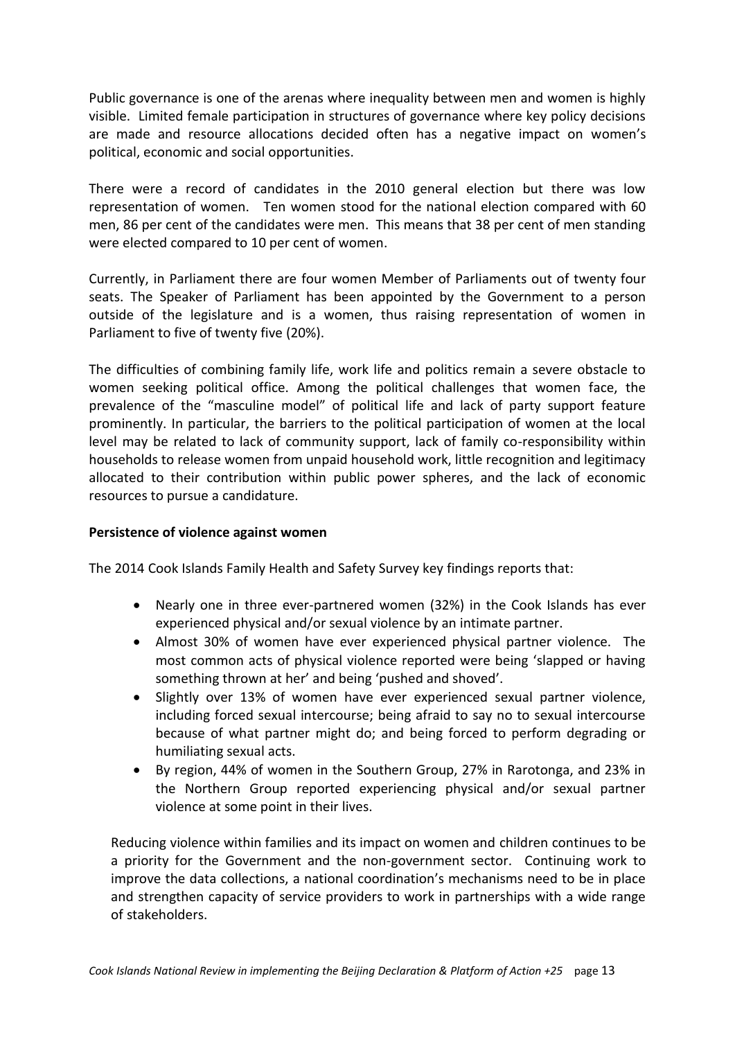Public governance is one of the arenas where inequality between men and women is highly visible. Limited female participation in structures of governance where key policy decisions are made and resource allocations decided often has a negative impact on women's political, economic and social opportunities.

There were a record of candidates in the 2010 general election but there was low representation of women. Ten women stood for the national election compared with 60 men, 86 per cent of the candidates were men. This means that 38 per cent of men standing were elected compared to 10 per cent of women.

Currently, in Parliament there are four women Member of Parliaments out of twenty four seats. The Speaker of Parliament has been appointed by the Government to a person outside of the legislature and is a women, thus raising representation of women in Parliament to five of twenty five (20%).

The difficulties of combining family life, work life and politics remain a severe obstacle to women seeking political office. Among the political challenges that women face, the prevalence of the "masculine model" of political life and lack of party support feature prominently. In particular, the barriers to the political participation of women at the local level may be related to lack of community support, lack of family co-responsibility within households to release women from unpaid household work, little recognition and legitimacy allocated to their contribution within public power spheres, and the lack of economic resources to pursue a candidature.

**Persistence of violence against women**

The 2014 Cook Islands Family Health and Safety Survey key findings reports that:

- Nearly one in three ever-partnered women (32%) in the Cook Islands has ever experienced physical and/or sexual violence by an intimate partner.
- Almost 30% of women have ever experienced physical partner violence. The most common acts of physical violence reported were being 'slapped or having something thrown at her' and being 'pushed and shoved'.
- Slightly over 13% of women have ever experienced sexual partner violence, including forced sexual intercourse; being afraid to say no to sexual intercourse because of what partner might do; and being forced to perform degrading or humiliating sexual acts.
- By region, 44% of women in the Southern Group, 27% in Rarotonga, and 23% in the Northern Group reported experiencing physical and/or sexual partner violence at some point in their lives.

Reducing violence within families and its impact on women and children continues to be a priority for the Government and the non-government sector. Continuing work to improve the data collections, a national coordination's mechanisms need to be in place and strengthen capacity of service providers to work in partnerships with a wide range of stakeholders.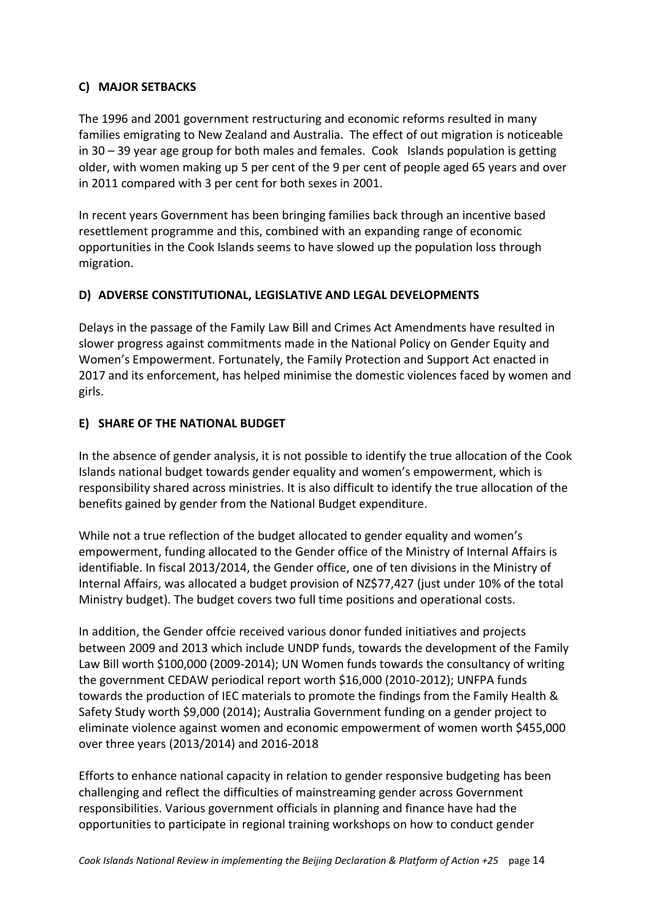## C) MAJOR SETBACKS

The 1996 and 2001 government restructuring and economic reforms resulted in many families emigrating to New Zealand and Australia. The effect of out migration is noticeable in 30 – 39 year age group for both males and females. Cook Islands population is getting older, with women making up 5 per cent of the 9 per cent of people aged 65 years and over in 2011 compared with 3 per cent for both sexes in 2001.

In recent years Government has been bringing families back through an incentive based resettlement programme and this, combined with an expanding range of economic opportunities in the Cook Islands seems to have slowed up the population loss through migration.

## D) ADVERSE CONSTITUTIONAL, LEGISLATIVE AND LEGAL DEVELOPMENTS

Delays in the passage of the Family Law Bill and Crimes Act Amendments have resulted in slower progress against commitments made in the National Policy on Gender Equity and Women's Empowerment. Fortunately, the Family Protection and Support Act enacted in 2017 and its enforcement, has helped minimise the domestic violences faced by women and girls.

## E) SHARE OF THE NATIONAL BUDGET

In the absence of gender analysis, it is not possible to identify the true allocation of the Cook Islands national budget towards gender equality and women's empowerment, which is responsibility shared across ministries. It is also difficult to identify the true allocation of the benefits gained by gender from the National Budget expenditure.

While not a true reflection of the budget allocated to gender equality and women's empowerment, funding allocated to the Gender office of the Ministry of Internal Affairs is identifiable. In fiscal 2013/2014, the Gender office, one of ten divisions in the Ministry of Internal Affairs, was allocated a budget provision of NZ$77,427 (just under 10% of the total Ministry budget). The budget covers two full time positions and operational costs.

In addition, the Gender offcie received various donor funded initiatives and projects between 2009 and 2013 which include UNDP funds, towards the development of the Family Law Bill worth $100,000 (2009-2014); UN Women funds towards the consultancy of writing the government CEDAW periodical report worth $16,000 (2010-2012); UNFPA funds towards the production of IEC materials to promote the findings from the Family Health & Safety Study worth $9,000 (2014); Australia Government funding on a gender project to eliminate violence against women and economic empowerment of women worth $455,000 over three years (2013/2014) and 2016-2018

Efforts to enhance national capacity in relation to gender responsive budgeting has been challenging and reflect the difficulties of mainstreaming gender across Government responsibilities. Various government officials in planning and finance have had the opportunities to participate in regional training workshops on how to conduct gender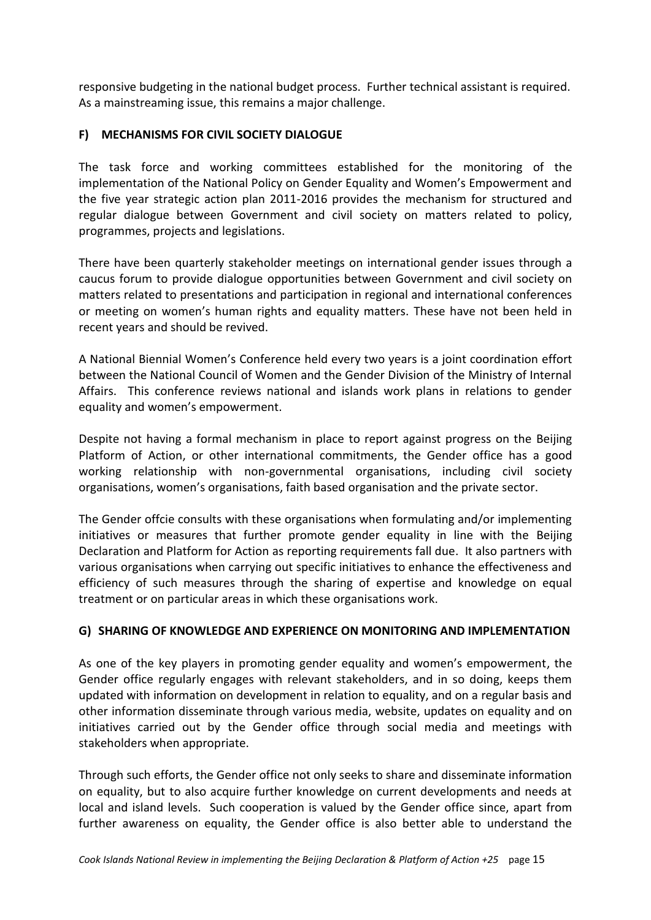responsive budgeting in the national budget process. Further technical assistant is required. As a mainstreaming issue, this remains a major challenge.

### F) MECHANISMS FOR CIVIL SOCIETY DIALOGUE

The task force and working committees established for the monitoring of the implementation of the National Policy on Gender Equality and Women's Empowerment and the five year strategic action plan 2011-2016 provides the mechanism for structured and regular dialogue between Government and civil society on matters related to policy, programmes, projects and legislations.

There have been quarterly stakeholder meetings on international gender issues through a caucus forum to provide dialogue opportunities between Government and civil society on matters related to presentations and participation in regional and international conferences or meeting on women's human rights and equality matters. These have not been held in recent years and should be revived.

A National Biennial Women's Conference held every two years is a joint coordination effort between the National Council of Women and the Gender Division of the Ministry of Internal Affairs. This conference reviews national and islands work plans in relations to gender equality and women's empowerment.

Despite not having a formal mechanism in place to report against progress on the Beijing Platform of Action, or other international commitments, the Gender office has a good working relationship with non-governmental organisations, including civil society organisations, women's organisations, faith based organisation and the private sector.

The Gender offcie consults with these organisations when formulating and/or implementing initiatives or measures that further promote gender equality in line with the Beijing Declaration and Platform for Action as reporting requirements fall due. It also partners with various organisations when carrying out specific initiatives to enhance the effectiveness and efficiency of such measures through the sharing of expertise and knowledge on equal treatment or on particular areas in which these organisations work.

### G) SHARING OF KNOWLEDGE AND EXPERIENCE ON MONITORING AND IMPLEMENTATION

As one of the key players in promoting gender equality and women's empowerment, the Gender office regularly engages with relevant stakeholders, and in so doing, keeps them updated with information on development in relation to equality, and on a regular basis and other information disseminate through various media, website, updates on equality and on initiatives carried out by the Gender office through social media and meetings with stakeholders when appropriate.

Through such efforts, the Gender office not only seeks to share and disseminate information on equality, but to also acquire further knowledge on current developments and needs at local and island levels. Such cooperation is valued by the Gender office since, apart from further awareness on equality, the Gender office is also better able to understand the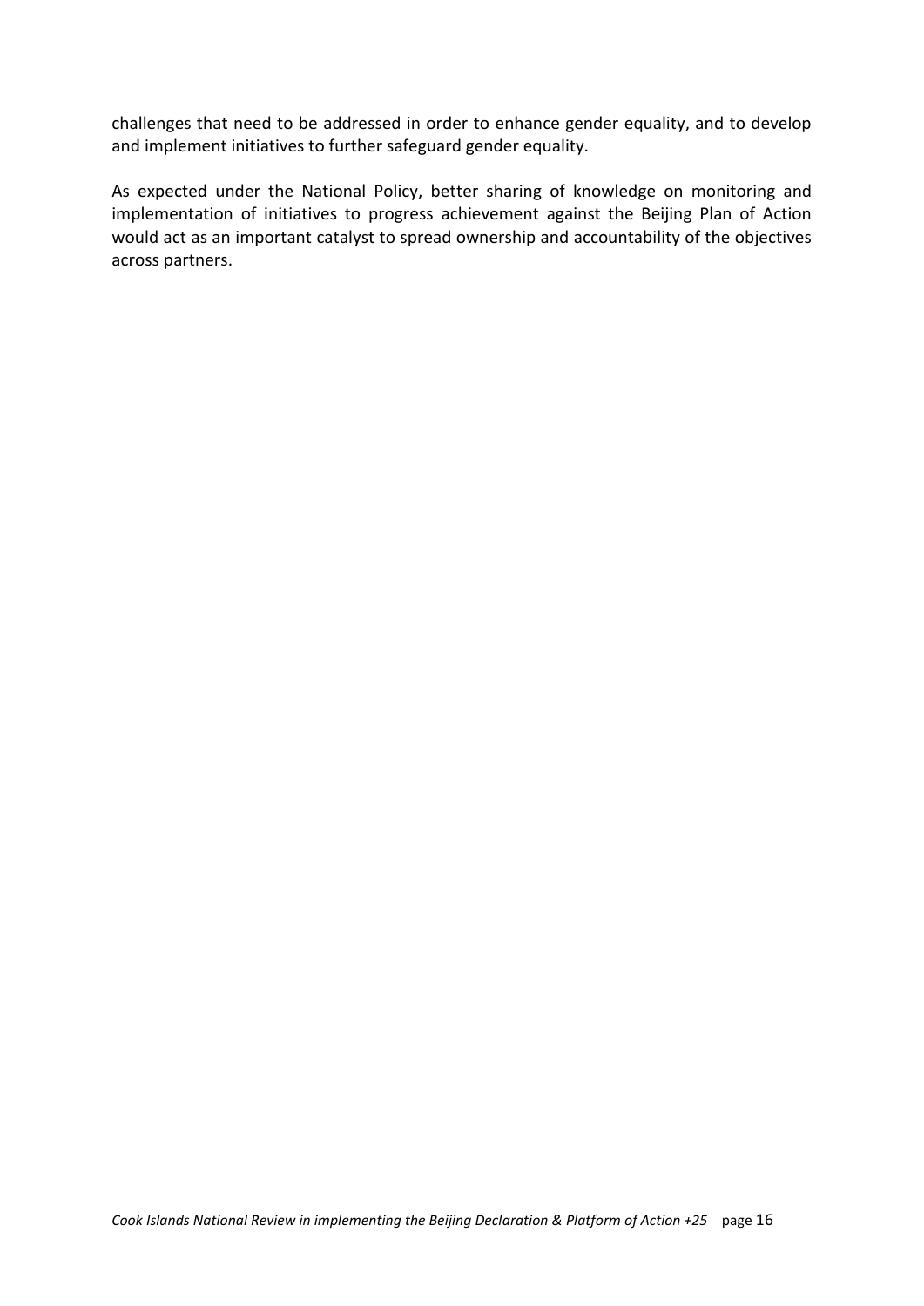challenges that need to be addressed in order to enhance gender equality, and to develop and implement initiatives to further safeguard gender equality.

As expected under the National Policy, better sharing of knowledge on monitoring and implementation of initiatives to progress achievement against the Beijing Plan of Action would act as an important catalyst to spread ownership and accountability of the objectives across partners.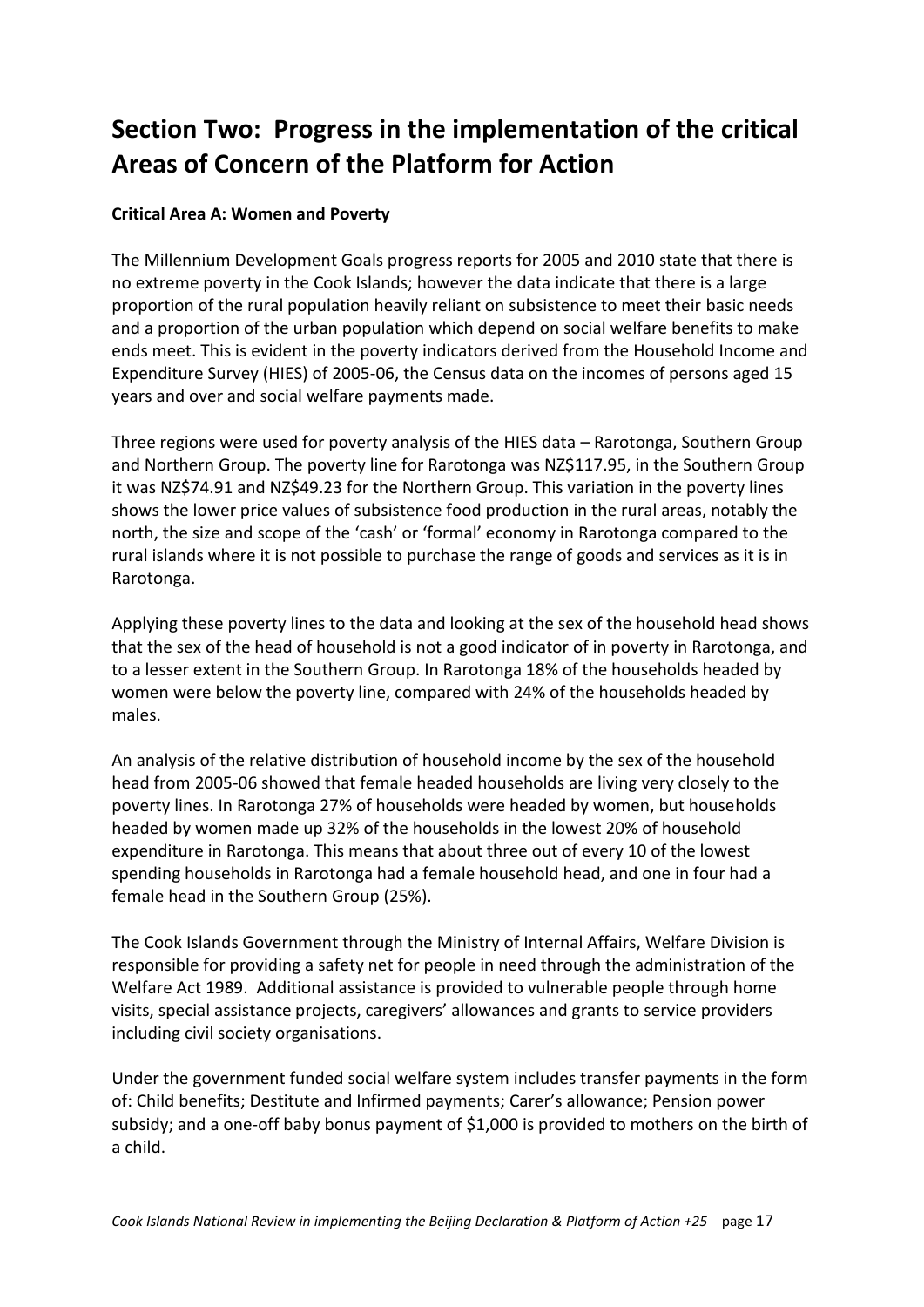# Section Two: Progress in the implementation of the critical Areas of Concern of the Platform for Action

**Critical Area A: Women and Poverty**

The Millennium Development Goals progress reports for 2005 and 2010 state that there is no extreme poverty in the Cook Islands; however the data indicate that there is a large proportion of the rural population heavily reliant on subsistence to meet their basic needs and a proportion of the urban population which depend on social welfare benefits to make ends meet. This is evident in the poverty indicators derived from the Household Income and Expenditure Survey (HIES) of 2005-06, the Census data on the incomes of persons aged 15 years and over and social welfare payments made.

Three regions were used for poverty analysis of the HIES data – Rarotonga, Southern Group and Northern Group. The poverty line for Rarotonga was NZ$117.95, in the Southern Group it was NZ$74.91 and NZ$49.23 for the Northern Group. This variation in the poverty lines shows the lower price values of subsistence food production in the rural areas, notably the north, the size and scope of the 'cash' or 'formal' economy in Rarotonga compared to the rural islands where it is not possible to purchase the range of goods and services as it is in Rarotonga.

Applying these poverty lines to the data and looking at the sex of the household head shows that the sex of the head of household is not a good indicator of in poverty in Rarotonga, and to a lesser extent in the Southern Group. In Rarotonga 18% of the households headed by women were below the poverty line, compared with 24% of the households headed by males.

An analysis of the relative distribution of household income by the sex of the household head from 2005-06 showed that female headed households are living very closely to the poverty lines. In Rarotonga 27% of households were headed by women, but households headed by women made up 32% of the households in the lowest 20% of household expenditure in Rarotonga. This means that about three out of every 10 of the lowest spending households in Rarotonga had a female household head, and one in four had a female head in the Southern Group (25%).

The Cook Islands Government through the Ministry of Internal Affairs, Welfare Division is responsible for providing a safety net for people in need through the administration of the Welfare Act 1989. Additional assistance is provided to vulnerable people through home visits, special assistance projects, caregivers' allowances and grants to service providers including civil society organisations.

Under the government funded social welfare system includes transfer payments in the form of: Child benefits; Destitute and Infirmed payments; Carer's allowance; Pension power subsidy; and a one-off baby bonus payment of $1,000 is provided to mothers on the birth of a child.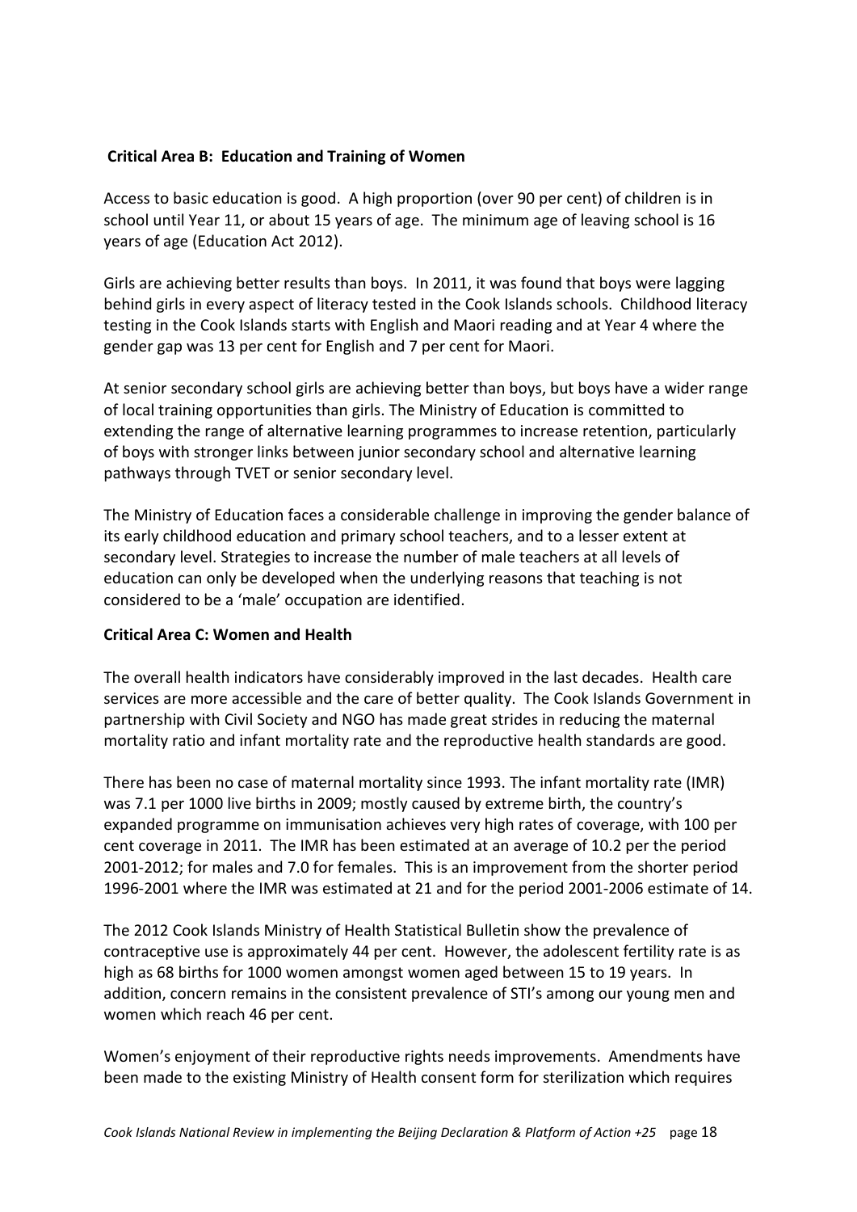## Critical Area B: Education and Training of Women

Access to basic education is good. A high proportion (over 90 per cent) of children is in school until Year 11, or about 15 years of age. The minimum age of leaving school is 16 years of age (Education Act 2012).

Girls are achieving better results than boys. In 2011, it was found that boys were lagging behind girls in every aspect of literacy tested in the Cook Islands schools. Childhood literacy testing in the Cook Islands starts with English and Maori reading and at Year 4 where the gender gap was 13 per cent for English and 7 per cent for Maori.

At senior secondary school girls are achieving better than boys, but boys have a wider range of local training opportunities than girls. The Ministry of Education is committed to extending the range of alternative learning programmes to increase retention, particularly of boys with stronger links between junior secondary school and alternative learning pathways through TVET or senior secondary level.

The Ministry of Education faces a considerable challenge in improving the gender balance of its early childhood education and primary school teachers, and to a lesser extent at secondary level. Strategies to increase the number of male teachers at all levels of education can only be developed when the underlying reasons that teaching is not considered to be a 'male' occupation are identified.

## Critical Area C: Women and Health

The overall health indicators have considerably improved in the last decades. Health care services are more accessible and the care of better quality. The Cook Islands Government in partnership with Civil Society and NGO has made great strides in reducing the maternal mortality ratio and infant mortality rate and the reproductive health standards are good.

There has been no case of maternal mortality since 1993. The infant mortality rate (IMR) was 7.1 per 1000 live births in 2009; mostly caused by extreme birth, the country's expanded programme on immunisation achieves very high rates of coverage, with 100 per cent coverage in 2011. The IMR has been estimated at an average of 10.2 per the period 2001-2012; for males and 7.0 for females. This is an improvement from the shorter period 1996-2001 where the IMR was estimated at 21 and for the period 2001-2006 estimate of 14.

The 2012 Cook Islands Ministry of Health Statistical Bulletin show the prevalence of contraceptive use is approximately 44 per cent. However, the adolescent fertility rate is as high as 68 births for 1000 women amongst women aged between 15 to 19 years. In addition, concern remains in the consistent prevalence of STI's among our young men and women which reach 46 per cent.

Women's enjoyment of their reproductive rights needs improvements. Amendments have been made to the existing Ministry of Health consent form for sterilization which requires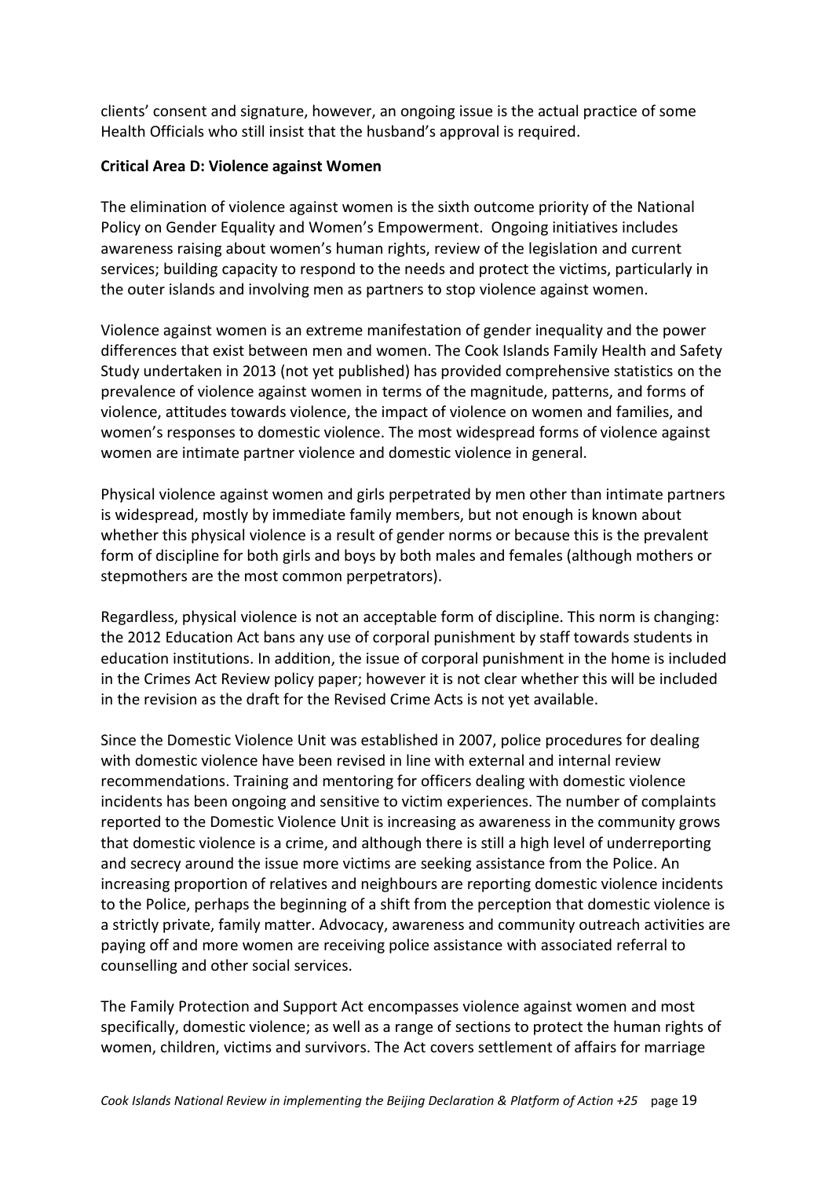clients' consent and signature, however, an ongoing issue is the actual practice of some Health Officials who still insist that the husband's approval is required.

**Critical Area D: Violence against Women**

The elimination of violence against women is the sixth outcome priority of the National Policy on Gender Equality and Women's Empowerment. Ongoing initiatives includes awareness raising about women's human rights, review of the legislation and current services; building capacity to respond to the needs and protect the victims, particularly in the outer islands and involving men as partners to stop violence against women.

Violence against women is an extreme manifestation of gender inequality and the power differences that exist between men and women. The Cook Islands Family Health and Safety Study undertaken in 2013 (not yet published) has provided comprehensive statistics on the prevalence of violence against women in terms of the magnitude, patterns, and forms of violence, attitudes towards violence, the impact of violence on women and families, and women's responses to domestic violence. The most widespread forms of violence against women are intimate partner violence and domestic violence in general.

Physical violence against women and girls perpetrated by men other than intimate partners is widespread, mostly by immediate family members, but not enough is known about whether this physical violence is a result of gender norms or because this is the prevalent form of discipline for both girls and boys by both males and females (although mothers or stepmothers are the most common perpetrators).

Regardless, physical violence is not an acceptable form of discipline. This norm is changing: the 2012 Education Act bans any use of corporal punishment by staff towards students in education institutions. In addition, the issue of corporal punishment in the home is included in the Crimes Act Review policy paper; however it is not clear whether this will be included in the revision as the draft for the Revised Crime Acts is not yet available.

Since the Domestic Violence Unit was established in 2007, police procedures for dealing with domestic violence have been revised in line with external and internal review recommendations. Training and mentoring for officers dealing with domestic violence incidents has been ongoing and sensitive to victim experiences. The number of complaints reported to the Domestic Violence Unit is increasing as awareness in the community grows that domestic violence is a crime, and although there is still a high level of underreporting and secrecy around the issue more victims are seeking assistance from the Police. An increasing proportion of relatives and neighbours are reporting domestic violence incidents to the Police, perhaps the beginning of a shift from the perception that domestic violence is a strictly private, family matter. Advocacy, awareness and community outreach activities are paying off and more women are receiving police assistance with associated referral to counselling and other social services.

The Family Protection and Support Act encompasses violence against women and most specifically, domestic violence; as well as a range of sections to protect the human rights of women, children, victims and survivors. The Act covers settlement of affairs for marriage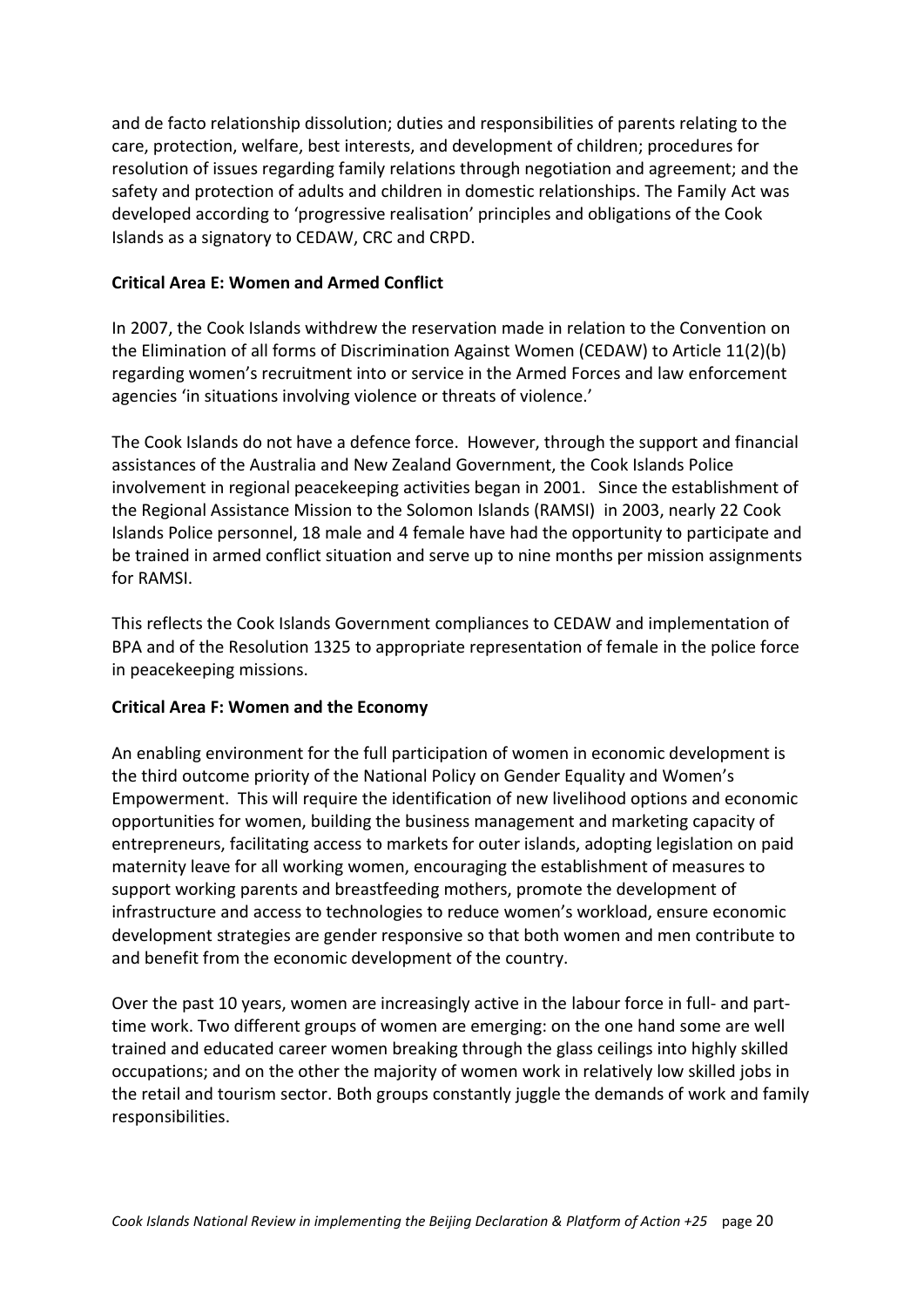and de facto relationship dissolution; duties and responsibilities of parents relating to the care, protection, welfare, best interests, and development of children; procedures for resolution of issues regarding family relations through negotiation and agreement; and the safety and protection of adults and children in domestic relationships. The Family Act was developed according to 'progressive realisation' principles and obligations of the Cook Islands as a signatory to CEDAW, CRC and CRPD.

**Critical Area E: Women and Armed Conflict**

In 2007, the Cook Islands withdrew the reservation made in relation to the Convention on the Elimination of all forms of Discrimination Against Women (CEDAW) to Article 11(2)(b) regarding women's recruitment into or service in the Armed Forces and law enforcement agencies 'in situations involving violence or threats of violence.'

The Cook Islands do not have a defence force. However, through the support and financial assistances of the Australia and New Zealand Government, the Cook Islands Police involvement in regional peacekeeping activities began in 2001. Since the establishment of the Regional Assistance Mission to the Solomon Islands (RAMSI) in 2003, nearly 22 Cook Islands Police personnel, 18 male and 4 female have had the opportunity to participate and be trained in armed conflict situation and serve up to nine months per mission assignments for RAMSI.

This reflects the Cook Islands Government compliances to CEDAW and implementation of BPA and of the Resolution 1325 to appropriate representation of female in the police force in peacekeeping missions.

**Critical Area F: Women and the Economy**

An enabling environment for the full participation of women in economic development is the third outcome priority of the National Policy on Gender Equality and Women's Empowerment. This will require the identification of new livelihood options and economic opportunities for women, building the business management and marketing capacity of entrepreneurs, facilitating access to markets for outer islands, adopting legislation on paid maternity leave for all working women, encouraging the establishment of measures to support working parents and breastfeeding mothers, promote the development of infrastructure and access to technologies to reduce women's workload, ensure economic development strategies are gender responsive so that both women and men contribute to and benefit from the economic development of the country.

Over the past 10 years, women are increasingly active in the labour force in full- and part-time work. Two different groups of women are emerging: on the one hand some are well trained and educated career women breaking through the glass ceilings into highly skilled occupations; and on the other the majority of women work in relatively low skilled jobs in the retail and tourism sector. Both groups constantly juggle the demands of work and family responsibilities.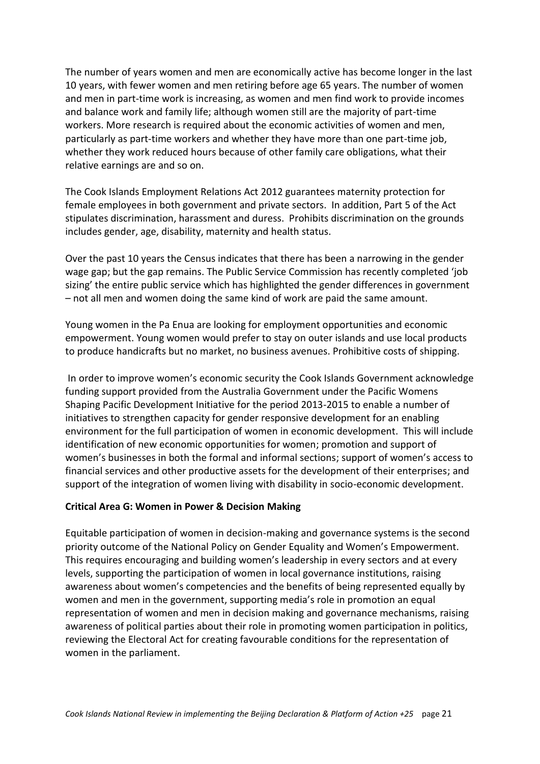The number of years women and men are economically active has become longer in the last 10 years, with fewer women and men retiring before age 65 years. The number of women and men in part-time work is increasing, as women and men find work to provide incomes and balance work and family life; although women still are the majority of part-time workers. More research is required about the economic activities of women and men, particularly as part-time workers and whether they have more than one part-time job, whether they work reduced hours because of other family care obligations, what their relative earnings are and so on.

The Cook Islands Employment Relations Act 2012 guarantees maternity protection for female employees in both government and private sectors. In addition, Part 5 of the Act stipulates discrimination, harassment and duress. Prohibits discrimination on the grounds includes gender, age, disability, maternity and health status.

Over the past 10 years the Census indicates that there has been a narrowing in the gender wage gap; but the gap remains. The Public Service Commission has recently completed 'job sizing' the entire public service which has highlighted the gender differences in government – not all men and women doing the same kind of work are paid the same amount.

Young women in the Pa Enua are looking for employment opportunities and economic empowerment. Young women would prefer to stay on outer islands and use local products to produce handicrafts but no market, no business avenues. Prohibitive costs of shipping.

In order to improve women's economic security the Cook Islands Government acknowledge funding support provided from the Australia Government under the Pacific Womens Shaping Pacific Development Initiative for the period 2013-2015 to enable a number of initiatives to strengthen capacity for gender responsive development for an enabling environment for the full participation of women in economic development. This will include identification of new economic opportunities for women; promotion and support of women's businesses in both the formal and informal sections; support of women's access to financial services and other productive assets for the development of their enterprises; and support of the integration of women living with disability in socio-economic development.

**Critical Area G: Women in Power & Decision Making**

Equitable participation of women in decision-making and governance systems is the second priority outcome of the National Policy on Gender Equality and Women's Empowerment. This requires encouraging and building women's leadership in every sectors and at every levels, supporting the participation of women in local governance institutions, raising awareness about women's competencies and the benefits of being represented equally by women and men in the government, supporting media's role in promotion an equal representation of women and men in decision making and governance mechanisms, raising awareness of political parties about their role in promoting women participation in politics, reviewing the Electoral Act for creating favourable conditions for the representation of women in the parliament.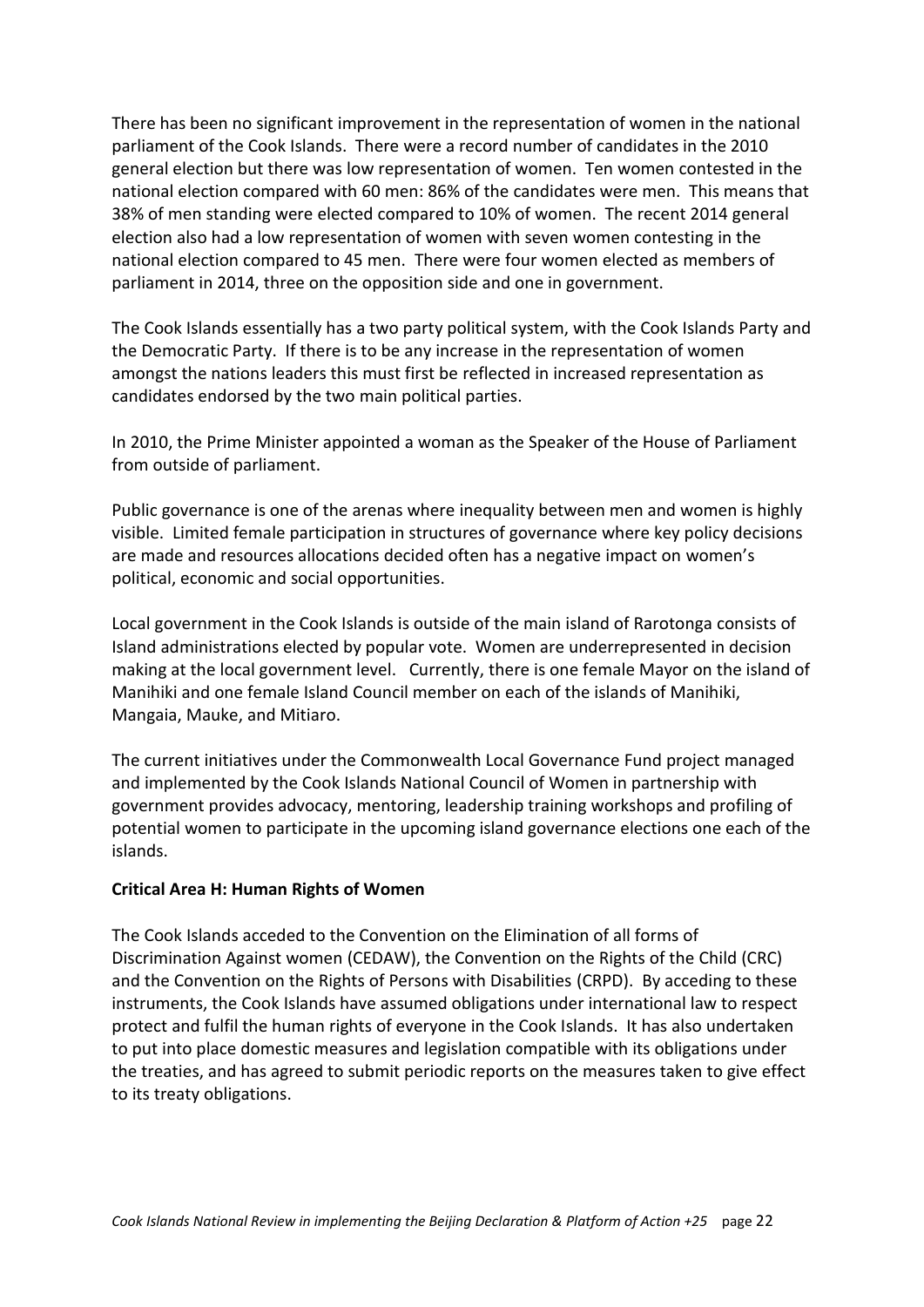There has been no significant improvement in the representation of women in the national parliament of the Cook Islands. There were a record number of candidates in the 2010 general election but there was low representation of women. Ten women contested in the national election compared with 60 men: 86% of the candidates were men. This means that 38% of men standing were elected compared to 10% of women. The recent 2014 general election also had a low representation of women with seven women contesting in the national election compared to 45 men. There were four women elected as members of parliament in 2014, three on the opposition side and one in government.

The Cook Islands essentially has a two party political system, with the Cook Islands Party and the Democratic Party. If there is to be any increase in the representation of women amongst the nations leaders this must first be reflected in increased representation as candidates endorsed by the two main political parties.

In 2010, the Prime Minister appointed a woman as the Speaker of the House of Parliament from outside of parliament.

Public governance is one of the arenas where inequality between men and women is highly visible. Limited female participation in structures of governance where key policy decisions are made and resources allocations decided often has a negative impact on women's political, economic and social opportunities.

Local government in the Cook Islands is outside of the main island of Rarotonga consists of Island administrations elected by popular vote. Women are underrepresented in decision making at the local government level. Currently, there is one female Mayor on the island of Manihiki and one female Island Council member on each of the islands of Manihiki, Mangaia, Mauke, and Mitiaro.

The current initiatives under the Commonwealth Local Governance Fund project managed and implemented by the Cook Islands National Council of Women in partnership with government provides advocacy, mentoring, leadership training workshops and profiling of potential women to participate in the upcoming island governance elections one each of the islands.

**Critical Area H: Human Rights of Women**

The Cook Islands acceded to the Convention on the Elimination of all forms of Discrimination Against women (CEDAW), the Convention on the Rights of the Child (CRC) and the Convention on the Rights of Persons with Disabilities (CRPD). By acceding to these instruments, the Cook Islands have assumed obligations under international law to respect protect and fulfil the human rights of everyone in the Cook Islands. It has also undertaken to put into place domestic measures and legislation compatible with its obligations under the treaties, and has agreed to submit periodic reports on the measures taken to give effect to its treaty obligations.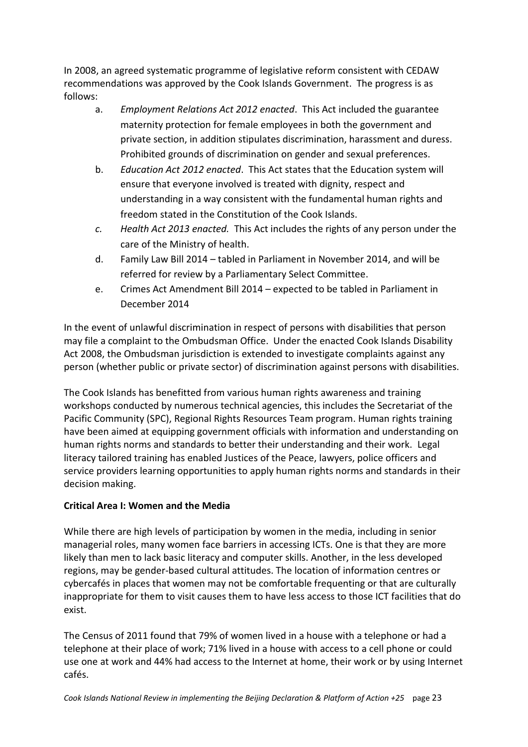In 2008, an agreed systematic programme of legislative reform consistent with CEDAW recommendations was approved by the Cook Islands Government. The progress is as follows:

a. *Employment Relations Act 2012 enacted*. This Act included the guarantee maternity protection for female employees in both the government and private section, in addition stipulates discrimination, harassment and duress. Prohibited grounds of discrimination on gender and sexual preferences.
b. *Education Act 2012 enacted*. This Act states that the Education system will ensure that everyone involved is treated with dignity, respect and understanding in a way consistent with the fundamental human rights and freedom stated in the Constitution of the Cook Islands.
c. *Health Act 2013 enacted.* This Act includes the rights of any person under the care of the Ministry of health.
d. Family Law Bill 2014 – tabled in Parliament in November 2014, and will be referred for review by a Parliamentary Select Committee.
e. Crimes Act Amendment Bill 2014 – expected to be tabled in Parliament in December 2014

In the event of unlawful discrimination in respect of persons with disabilities that person may file a complaint to the Ombudsman Office. Under the enacted Cook Islands Disability Act 2008, the Ombudsman jurisdiction is extended to investigate complaints against any person (whether public or private sector) of discrimination against persons with disabilities.

The Cook Islands has benefitted from various human rights awareness and training workshops conducted by numerous technical agencies, this includes the Secretariat of the Pacific Community (SPC), Regional Rights Resources Team program. Human rights training have been aimed at equipping government officials with information and understanding on human rights norms and standards to better their understanding and their work. Legal literacy tailored training has enabled Justices of the Peace, lawyers, police officers and service providers learning opportunities to apply human rights norms and standards in their decision making.

**Critical Area I: Women and the Media**

While there are high levels of participation by women in the media, including in senior managerial roles, many women face barriers in accessing ICTs. One is that they are more likely than men to lack basic literacy and computer skills. Another, in the less developed regions, may be gender-based cultural attitudes. The location of information centres or cybercafés in places that women may not be comfortable frequenting or that are culturally inappropriate for them to visit causes them to have less access to those ICT facilities that do exist.

The Census of 2011 found that 79% of women lived in a house with a telephone or had a telephone at their place of work; 71% lived in a house with access to a cell phone or could use one at work and 44% had access to the Internet at home, their work or by using Internet cafés.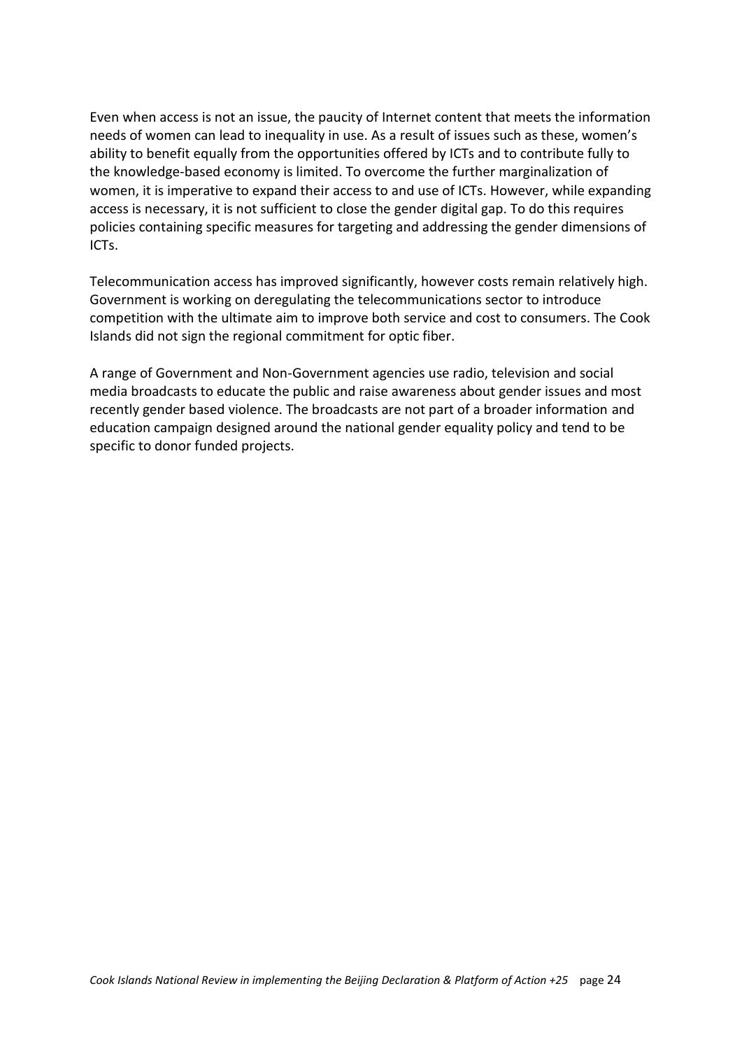Even when access is not an issue, the paucity of Internet content that meets the information needs of women can lead to inequality in use. As a result of issues such as these, women's ability to benefit equally from the opportunities offered by ICTs and to contribute fully to the knowledge-based economy is limited. To overcome the further marginalization of women, it is imperative to expand their access to and use of ICTs. However, while expanding access is necessary, it is not sufficient to close the gender digital gap. To do this requires policies containing specific measures for targeting and addressing the gender dimensions of ICTs.

Telecommunication access has improved significantly, however costs remain relatively high. Government is working on deregulating the telecommunications sector to introduce competition with the ultimate aim to improve both service and cost to consumers. The Cook Islands did not sign the regional commitment for optic fiber.

A range of Government and Non-Government agencies use radio, television and social media broadcasts to educate the public and raise awareness about gender issues and most recently gender based violence. The broadcasts are not part of a broader information and education campaign designed around the national gender equality policy and tend to be specific to donor funded projects.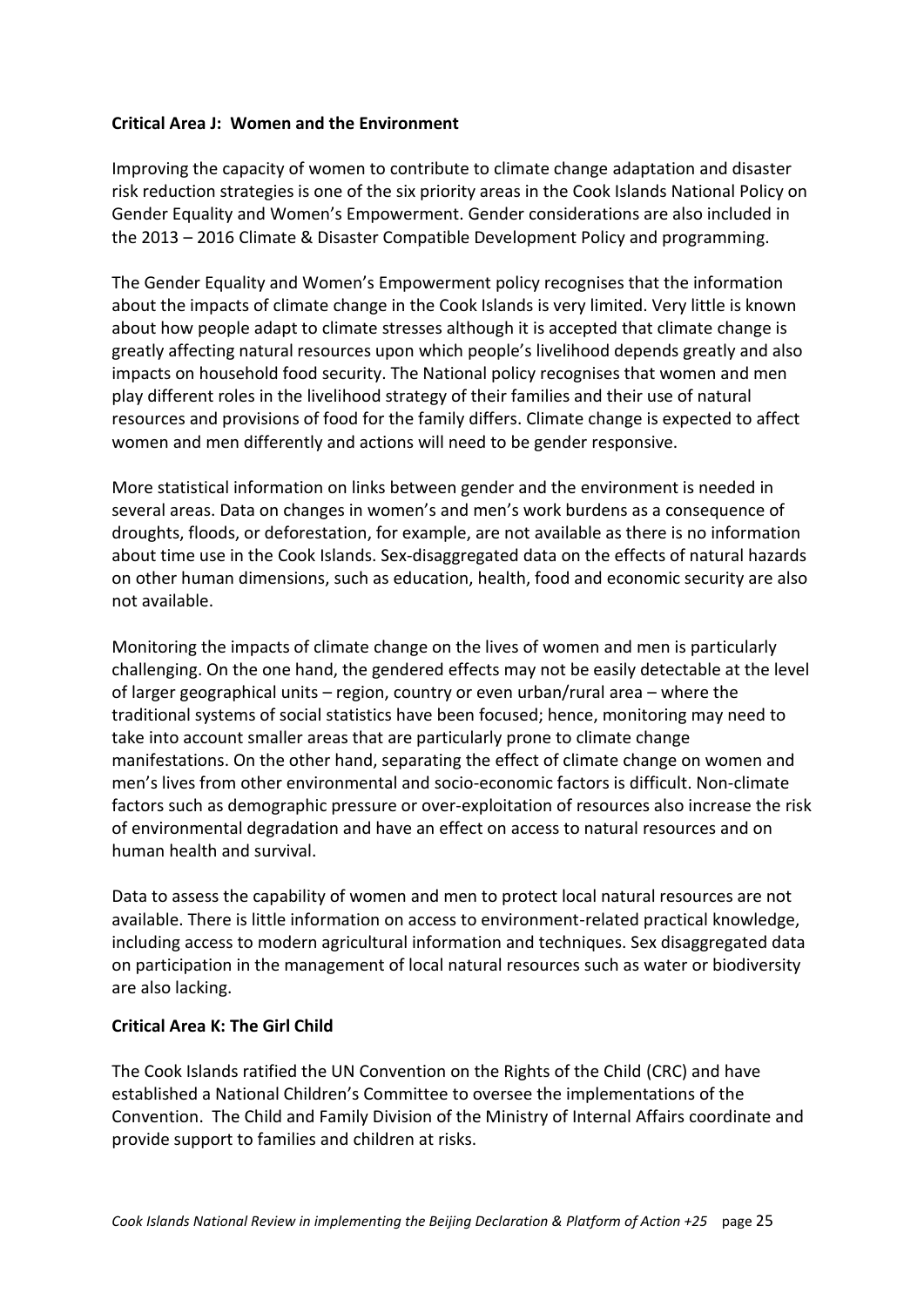**Critical Area J: Women and the Environment**

Improving the capacity of women to contribute to climate change adaptation and disaster risk reduction strategies is one of the six priority areas in the Cook Islands National Policy on Gender Equality and Women's Empowerment. Gender considerations are also included in the 2013 – 2016 Climate & Disaster Compatible Development Policy and programming.

The Gender Equality and Women's Empowerment policy recognises that the information about the impacts of climate change in the Cook Islands is very limited. Very little is known about how people adapt to climate stresses although it is accepted that climate change is greatly affecting natural resources upon which people's livelihood depends greatly and also impacts on household food security. The National policy recognises that women and men play different roles in the livelihood strategy of their families and their use of natural resources and provisions of food for the family differs. Climate change is expected to affect women and men differently and actions will need to be gender responsive.

More statistical information on links between gender and the environment is needed in several areas. Data on changes in women's and men's work burdens as a consequence of droughts, floods, or deforestation, for example, are not available as there is no information about time use in the Cook Islands. Sex-disaggregated data on the effects of natural hazards on other human dimensions, such as education, health, food and economic security are also not available.

Monitoring the impacts of climate change on the lives of women and men is particularly challenging. On the one hand, the gendered effects may not be easily detectable at the level of larger geographical units – region, country or even urban/rural area – where the traditional systems of social statistics have been focused; hence, monitoring may need to take into account smaller areas that are particularly prone to climate change manifestations. On the other hand, separating the effect of climate change on women and men's lives from other environmental and socio-economic factors is difficult. Non-climate factors such as demographic pressure or over-exploitation of resources also increase the risk of environmental degradation and have an effect on access to natural resources and on human health and survival.

Data to assess the capability of women and men to protect local natural resources are not available. There is little information on access to environment-related practical knowledge, including access to modern agricultural information and techniques. Sex disaggregated data on participation in the management of local natural resources such as water or biodiversity are also lacking.

**Critical Area K: The Girl Child**

The Cook Islands ratified the UN Convention on the Rights of the Child (CRC) and have established a National Children's Committee to oversee the implementations of the Convention. The Child and Family Division of the Ministry of Internal Affairs coordinate and provide support to families and children at risks.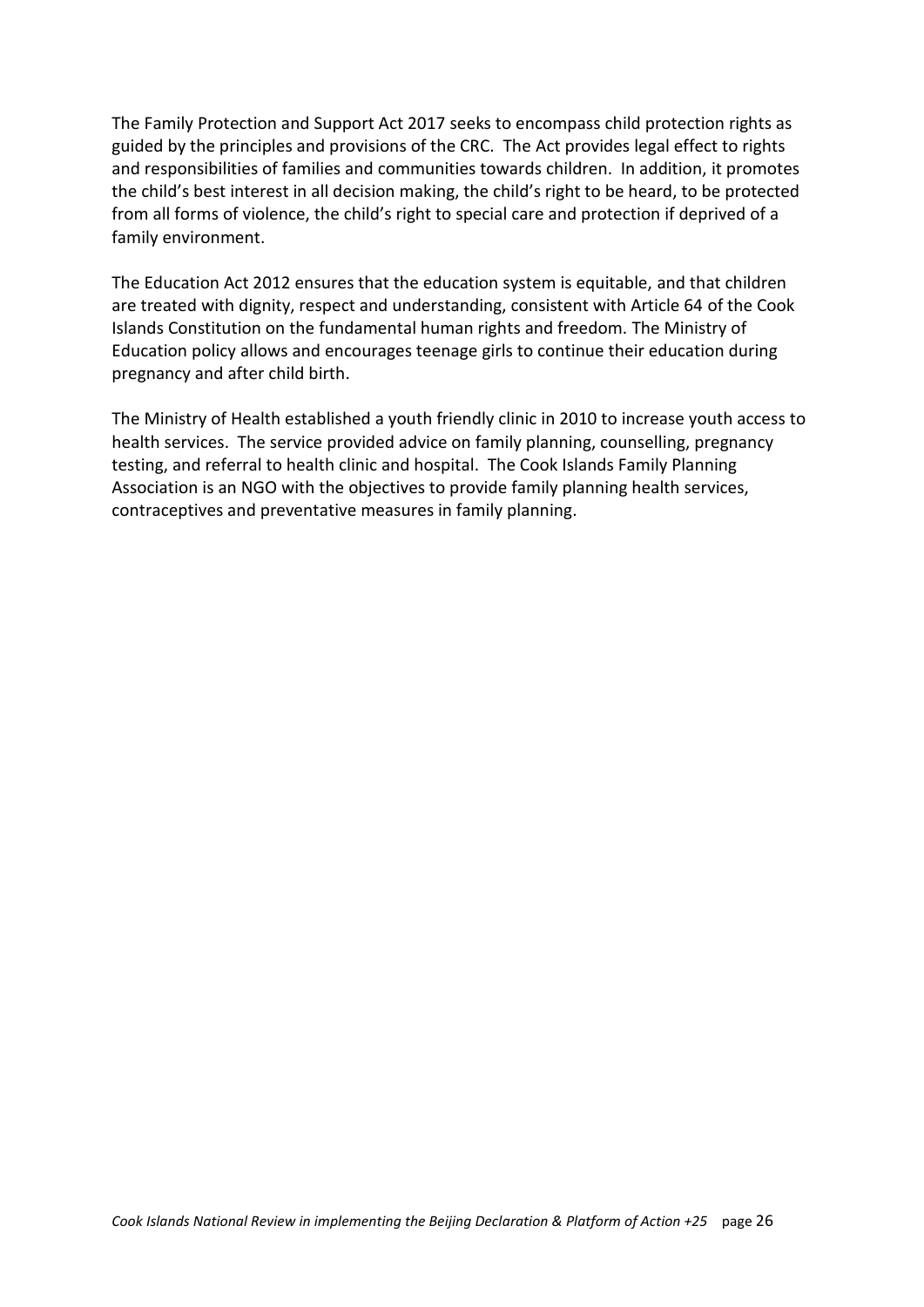The Family Protection and Support Act 2017 seeks to encompass child protection rights as guided by the principles and provisions of the CRC. The Act provides legal effect to rights and responsibilities of families and communities towards children. In addition, it promotes the child's best interest in all decision making, the child's right to be heard, to be protected from all forms of violence, the child's right to special care and protection if deprived of a family environment.

The Education Act 2012 ensures that the education system is equitable, and that children are treated with dignity, respect and understanding, consistent with Article 64 of the Cook Islands Constitution on the fundamental human rights and freedom. The Ministry of Education policy allows and encourages teenage girls to continue their education during pregnancy and after child birth.

The Ministry of Health established a youth friendly clinic in 2010 to increase youth access to health services. The service provided advice on family planning, counselling, pregnancy testing, and referral to health clinic and hospital. The Cook Islands Family Planning Association is an NGO with the objectives to provide family planning health services, contraceptives and preventative measures in family planning.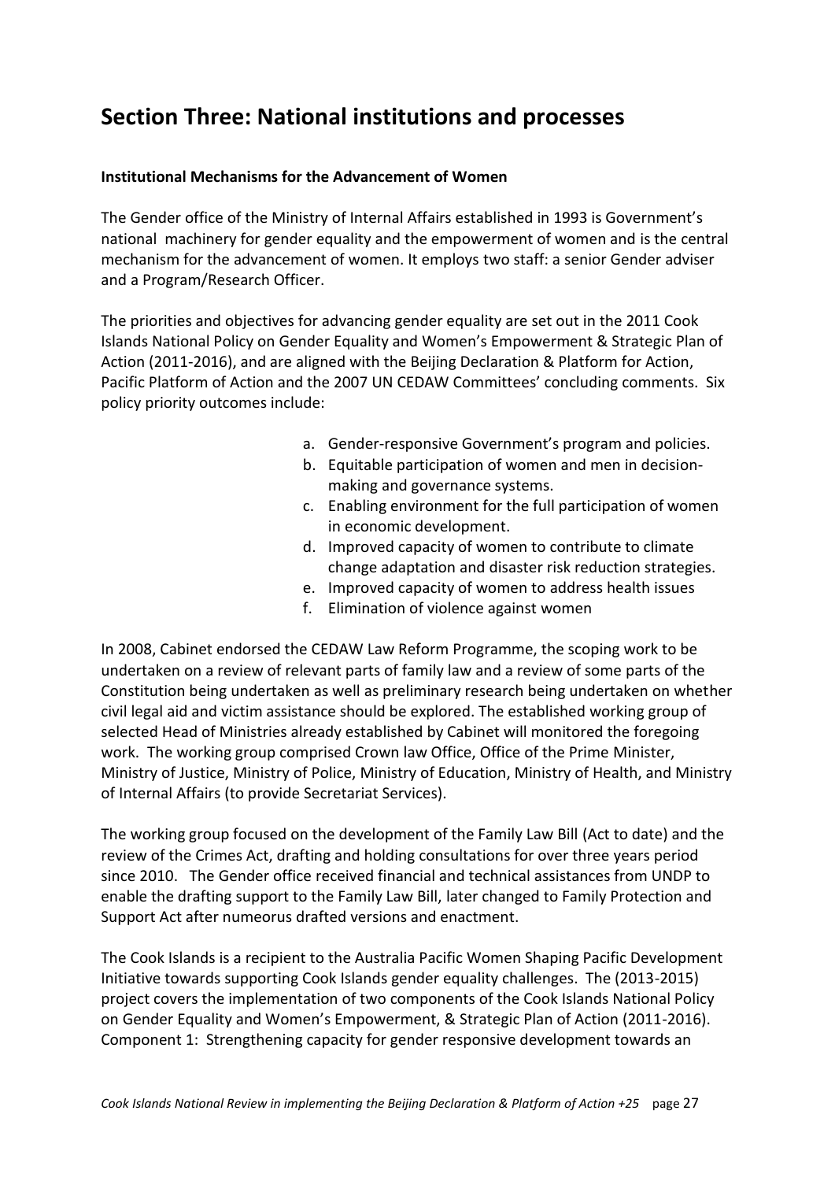# Section Three: National institutions and processes

**Institutional Mechanisms for the Advancement of Women**

The Gender office of the Ministry of Internal Affairs established in 1993 is Government's national machinery for gender equality and the empowerment of women and is the central mechanism for the advancement of women. It employs two staff: a senior Gender adviser and a Program/Research Officer.

The priorities and objectives for advancing gender equality are set out in the 2011 Cook Islands National Policy on Gender Equality and Women's Empowerment & Strategic Plan of Action (2011-2016), and are aligned with the Beijing Declaration & Platform for Action, Pacific Platform of Action and the 2007 UN CEDAW Committees' concluding comments. Six policy priority outcomes include:

a. Gender-responsive Government's program and policies.
b. Equitable participation of women and men in decision-making and governance systems.
c. Enabling environment for the full participation of women in economic development.
d. Improved capacity of women to contribute to climate change adaptation and disaster risk reduction strategies.
e. Improved capacity of women to address health issues
f. Elimination of violence against women

In 2008, Cabinet endorsed the CEDAW Law Reform Programme, the scoping work to be undertaken on a review of relevant parts of family law and a review of some parts of the Constitution being undertaken as well as preliminary research being undertaken on whether civil legal aid and victim assistance should be explored. The established working group of selected Head of Ministries already established by Cabinet will monitored the foregoing work. The working group comprised Crown law Office, Office of the Prime Minister, Ministry of Justice, Ministry of Police, Ministry of Education, Ministry of Health, and Ministry of Internal Affairs (to provide Secretariat Services).

The working group focused on the development of the Family Law Bill (Act to date) and the review of the Crimes Act, drafting and holding consultations for over three years period since 2010. The Gender office received financial and technical assistances from UNDP to enable the drafting support to the Family Law Bill, later changed to Family Protection and Support Act after numeorus drafted versions and enactment.

The Cook Islands is a recipient to the Australia Pacific Women Shaping Pacific Development Initiative towards supporting Cook Islands gender equality challenges. The (2013-2015) project covers the implementation of two components of the Cook Islands National Policy on Gender Equality and Women's Empowerment, & Strategic Plan of Action (2011-2016). Component 1: Strengthening capacity for gender responsive development towards an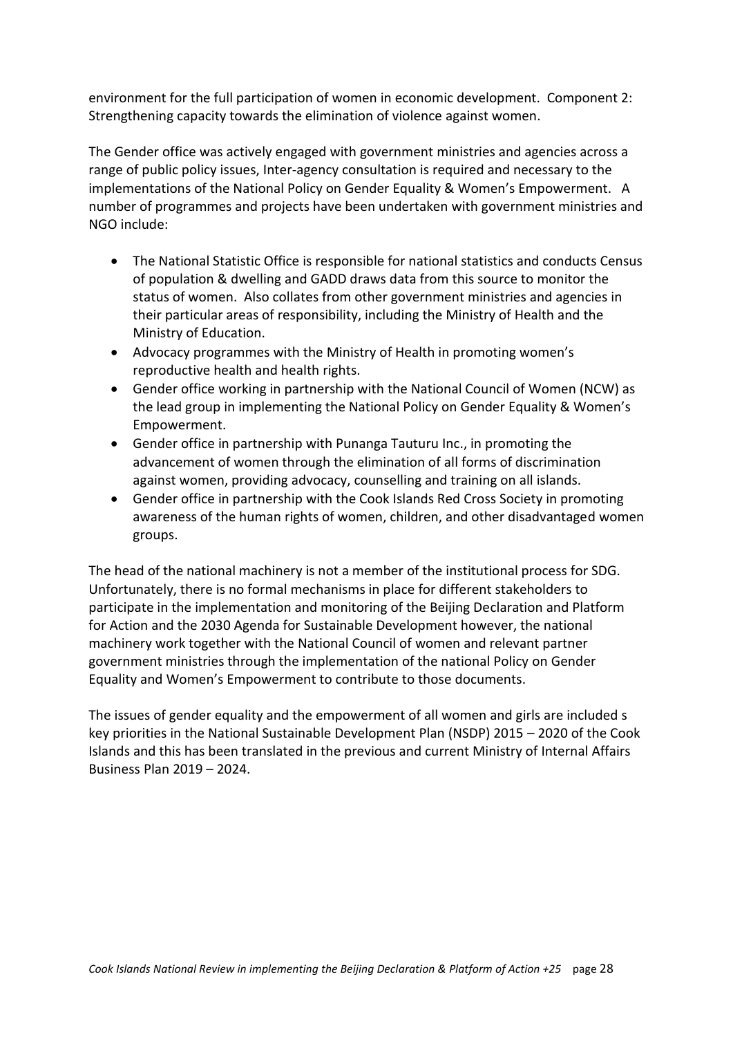environment for the full participation of women in economic development. Component 2: Strengthening capacity towards the elimination of violence against women.

The Gender office was actively engaged with government ministries and agencies across a range of public policy issues, Inter-agency consultation is required and necessary to the implementations of the National Policy on Gender Equality & Women's Empowerment. A number of programmes and projects have been undertaken with government ministries and NGO include:

- The National Statistic Office is responsible for national statistics and conducts Census of population & dwelling and GADD draws data from this source to monitor the status of women. Also collates from other government ministries and agencies in their particular areas of responsibility, including the Ministry of Health and the Ministry of Education.
- Advocacy programmes with the Ministry of Health in promoting women's reproductive health and health rights.
- Gender office working in partnership with the National Council of Women (NCW) as the lead group in implementing the National Policy on Gender Equality & Women's Empowerment.
- Gender office in partnership with Punanga Tauturu Inc., in promoting the advancement of women through the elimination of all forms of discrimination against women, providing advocacy, counselling and training on all islands.
- Gender office in partnership with the Cook Islands Red Cross Society in promoting awareness of the human rights of women, children, and other disadvantaged women groups.

The head of the national machinery is not a member of the institutional process for SDG. Unfortunately, there is no formal mechanisms in place for different stakeholders to participate in the implementation and monitoring of the Beijing Declaration and Platform for Action and the 2030 Agenda for Sustainable Development however, the national machinery work together with the National Council of women and relevant partner government ministries through the implementation of the national Policy on Gender Equality and Women's Empowerment to contribute to those documents.

The issues of gender equality and the empowerment of all women and girls are included s key priorities in the National Sustainable Development Plan (NSDP) 2015 – 2020 of the Cook Islands and this has been translated in the previous and current Ministry of Internal Affairs Business Plan 2019 – 2024.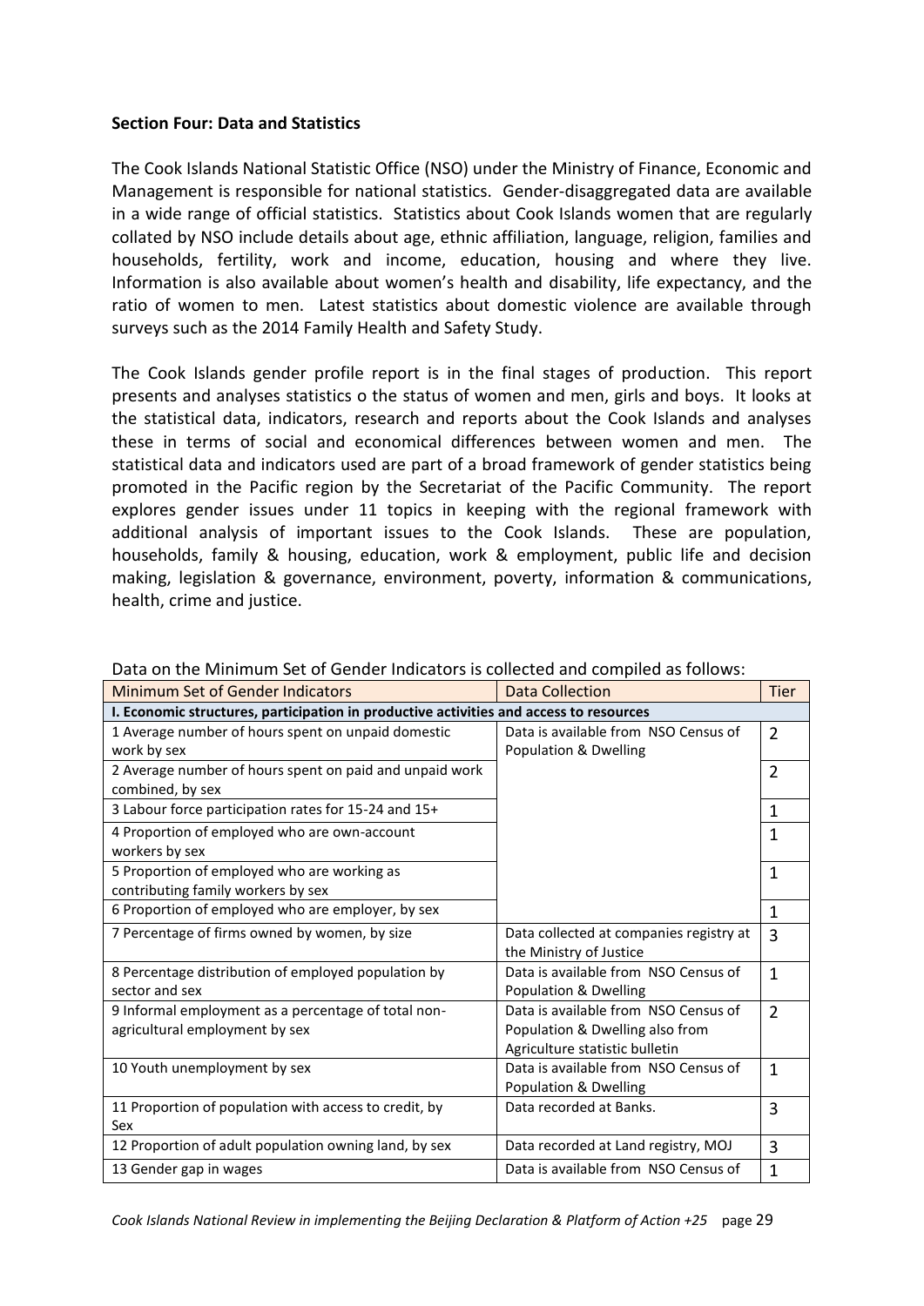**Section Four: Data and Statistics**

The Cook Islands National Statistic Office (NSO) under the Ministry of Finance, Economic and Management is responsible for national statistics. Gender-disaggregated data are available in a wide range of official statistics. Statistics about Cook Islands women that are regularly collated by NSO include details about age, ethnic affiliation, language, religion, families and households, fertility, work and income, education, housing and where they live. Information is also available about women's health and disability, life expectancy, and the ratio of women to men. Latest statistics about domestic violence are available through surveys such as the 2014 Family Health and Safety Study.

The Cook Islands gender profile report is in the final stages of production. This report presents and analyses statistics o the status of women and men, girls and boys. It looks at the statistical data, indicators, research and reports about the Cook Islands and analyses these in terms of social and economical differences between women and men. The statistical data and indicators used are part of a broad framework of gender statistics being promoted in the Pacific region by the Secretariat of the Pacific Community. The report explores gender issues under 11 topics in keeping with the regional framework with additional analysis of important issues to the Cook Islands. These are population, households, family & housing, education, work & employment, public life and decision making, legislation & governance, environment, poverty, information & communications, health, crime and justice.

Data on the Minimum Set of Gender Indicators is collected and compiled as follows:

| Minimum Set of Gender Indicators | Data Collection | Tier |
|---|---|---|
| **I. Economic structures, participation in productive activities and access to resources** | | |
| 1 Average number of hours spent on unpaid domestic work by sex | Data is available from NSO Census of Population & Dwelling | 2 |
| 2 Average number of hours spent on paid and unpaid work combined, by sex | | 2 |
| 3 Labour force participation rates for 15-24 and 15+ | | 1 |
| 4 Proportion of employed who are own-account workers by sex | | 1 |
| 5 Proportion of employed who are working as contributing family workers by sex | | 1 |
| 6 Proportion of employed who are employer, by sex | | 1 |
| 7 Percentage of firms owned by women, by size | Data collected at companies registry at the Ministry of Justice | 3 |
| 8 Percentage distribution of employed population by sector and sex | Data is available from NSO Census of Population & Dwelling | 1 |
| 9 Informal employment as a percentage of total non-agricultural employment by sex | Data is available from NSO Census of Population & Dwelling also from Agriculture statistic bulletin | 2 |
| 10 Youth unemployment by sex | Data is available from NSO Census of Population & Dwelling | 1 |
| 11 Proportion of population with access to credit, by Sex | Data recorded at Banks. | 3 |
| 12 Proportion of adult population owning land, by sex | Data recorded at Land registry, MOJ | 3 |
| 13 Gender gap in wages | Data is available from NSO Census of | 1 |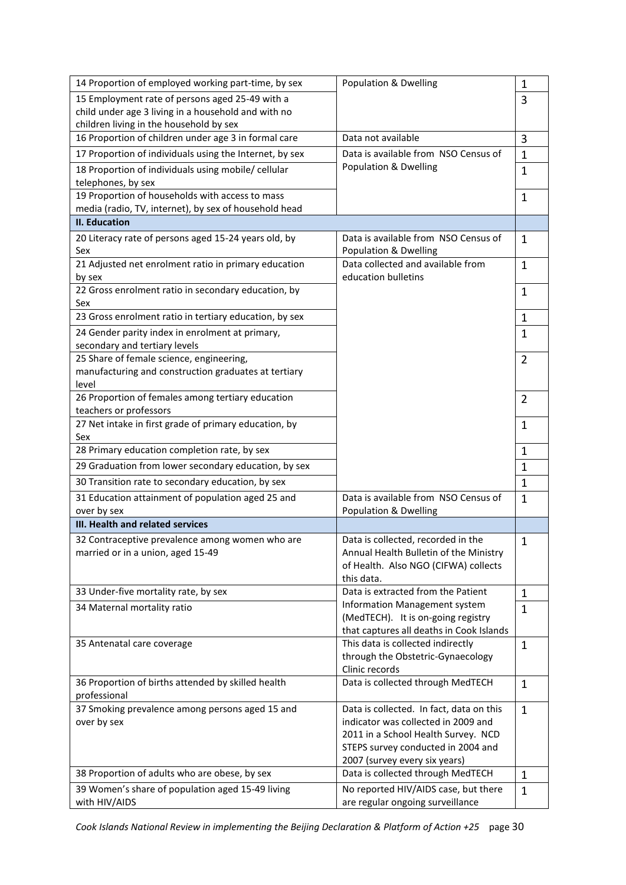| | | |
|---|---|---|
| 14 Proportion of employed working part-time, by sex | Population & Dwelling | 1 |
| 15 Employment rate of persons aged 25-49 with a child under age 3 living in a household and with no children living in the household by sex | | 3 |
| 16 Proportion of children under age 3 in formal care | Data not available | 3 |
| 17 Proportion of individuals using the Internet, by sex | Data is available from NSO Census of Population & Dwelling | 1 |
| 18 Proportion of individuals using mobile/ cellular telephones, by sex | | 1 |
| 19 Proportion of households with access to mass media (radio, TV, internet), by sex of household head | | 1 |
| **II. Education** | | |
| 20 Literacy rate of persons aged 15-24 years old, by Sex | Data is available from NSO Census of Population & Dwelling | 1 |
| 21 Adjusted net enrolment ratio in primary education by sex | Data collected and available from education bulletins | 1 |
| 22 Gross enrolment ratio in secondary education, by Sex | | 1 |
| 23 Gross enrolment ratio in tertiary education, by sex | | 1 |
| 24 Gender parity index in enrolment at primary, secondary and tertiary levels | | 1 |
| 25 Share of female science, engineering, manufacturing and construction graduates at tertiary level | | 2 |
| 26 Proportion of females among tertiary education teachers or professors | | 2 |
| 27 Net intake in first grade of primary education, by Sex | | 1 |
| 28 Primary education completion rate, by sex | | 1 |
| 29 Graduation from lower secondary education, by sex | | 1 |
| 30 Transition rate to secondary education, by sex | | 1 |
| 31 Education attainment of population aged 25 and over by sex | Data is available from NSO Census of Population & Dwelling | 1 |
| **III. Health and related services** | | |
| 32 Contraceptive prevalence among women who are married or in a union, aged 15-49 | Data is collected, recorded in the Annual Health Bulletin of the Ministry of Health. Also NGO (CIFWA) collects this data. | 1 |
| 33 Under-five mortality rate, by sex | Data is extracted from the Patient Information Management system (MedTECH). It is on-going registry that captures all deaths in Cook Islands | 1 |
| 34 Maternal mortality ratio | | 1 |
| 35 Antenatal care coverage | This data is collected indirectly through the Obstetric-Gynaecology Clinic records | 1 |
| 36 Proportion of births attended by skilled health professional | Data is collected through MedTECH | 1 |
| 37 Smoking prevalence among persons aged 15 and over by sex | Data is collected. In fact, data on this indicator was collected in 2009 and 2011 in a School Health Survey. NCD STEPS survey conducted in 2004 and 2007 (survey every six years) | 1 |
| 38 Proportion of adults who are obese, by sex | Data is collected through MedTECH | 1 |
| 39 Women's share of population aged 15-49 living with HIV/AIDS | No reported HIV/AIDS case, but there are regular ongoing surveillance | 1 |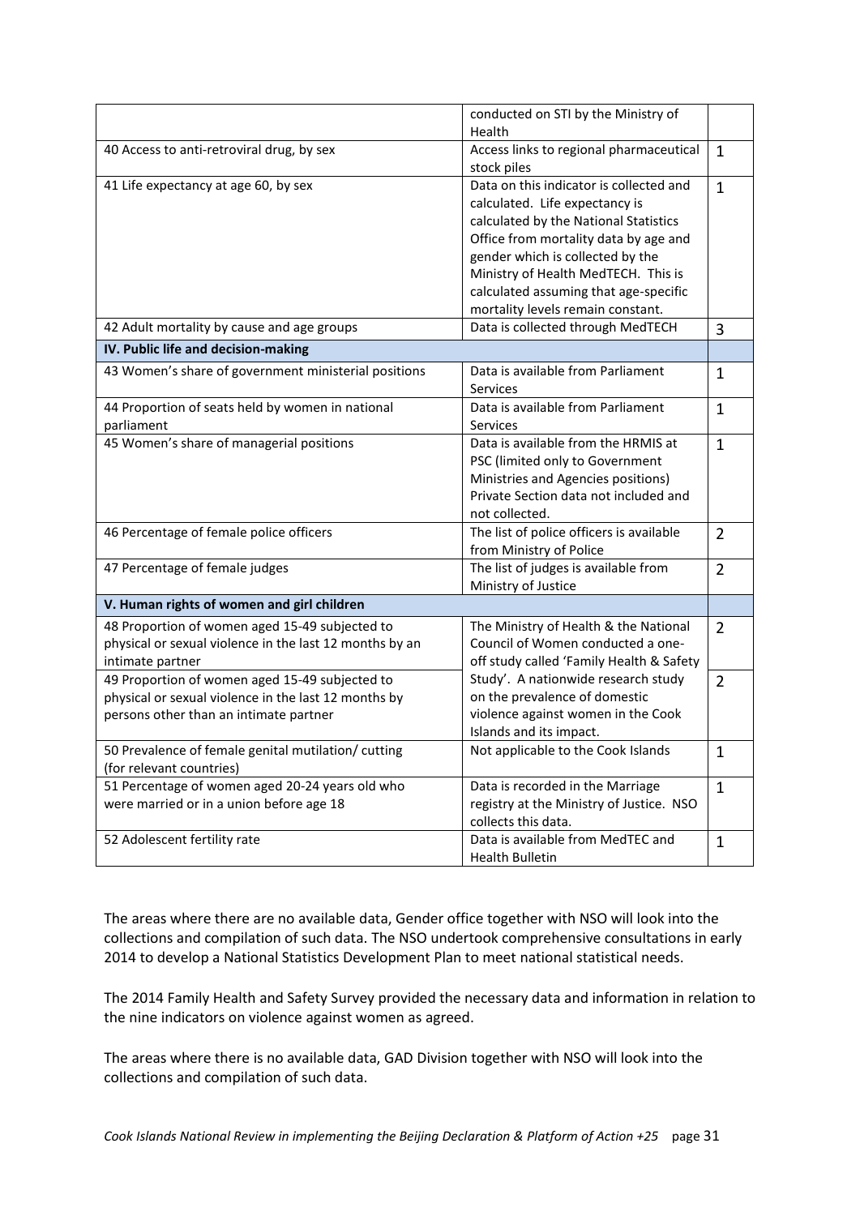| | | |
|---|---|---|
| | conducted on STI by the Ministry of Health | |
| 40 Access to anti-retroviral drug, by sex | Access links to regional pharmaceutical stock piles | 1 |
| 41 Life expectancy at age 60, by sex | Data on this indicator is collected and calculated. Life expectancy is calculated by the National Statistics Office from mortality data by age and gender which is collected by the Ministry of Health MedTECH. This is calculated assuming that age-specific mortality levels remain constant. | 1 |
| 42 Adult mortality by cause and age groups | Data is collected through MedTECH | 3 |
| **IV. Public life and decision-making** | | |
| 43 Women's share of government ministerial positions | Data is available from Parliament Services | 1 |
| 44 Proportion of seats held by women in national parliament | Data is available from Parliament Services | 1 |
| 45 Women's share of managerial positions | Data is available from the HRMIS at PSC (limited only to Government Ministries and Agencies positions) Private Section data not included and not collected. | 1 |
| 46 Percentage of female police officers | The list of police officers is available from Ministry of Police | 2 |
| 47 Percentage of female judges | The list of judges is available from Ministry of Justice | 2 |
| **V. Human rights of women and girl children** | | |
| 48 Proportion of women aged 15-49 subjected to physical or sexual violence in the last 12 months by an intimate partner | The Ministry of Health & the National Council of Women conducted a one-off study called 'Family Health & Safety Study'. A nationwide research study on the prevalence of domestic violence against women in the Cook Islands and its impact. | 2 |
| 49 Proportion of women aged 15-49 subjected to physical or sexual violence in the last 12 months by persons other than an intimate partner | | 2 |
| 50 Prevalence of female genital mutilation/ cutting (for relevant countries) | Not applicable to the Cook Islands | 1 |
| 51 Percentage of women aged 20-24 years old who were married or in a union before age 18 | Data is recorded in the Marriage registry at the Ministry of Justice. NSO collects this data. | 1 |
| 52 Adolescent fertility rate | Data is available from MedTEC and Health Bulletin | 1 |

The areas where there are no available data, Gender office together with NSO will look into the collections and compilation of such data. The NSO undertook comprehensive consultations in early 2014 to develop a National Statistics Development Plan to meet national statistical needs.

The 2014 Family Health and Safety Survey provided the necessary data and information in relation to the nine indicators on violence against women as agreed.

The areas where there is no available data, GAD Division together with NSO will look into the collections and compilation of such data.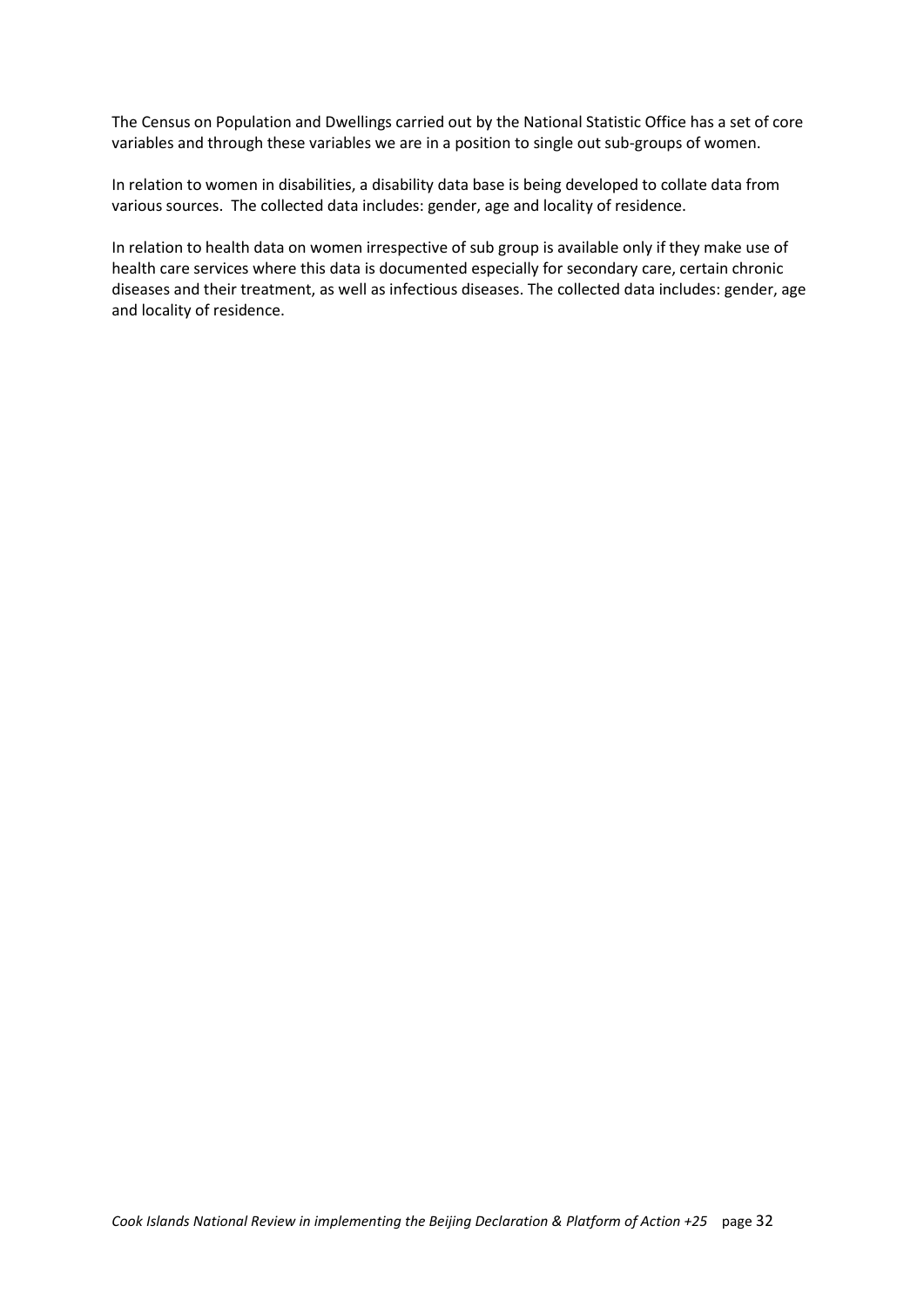The Census on Population and Dwellings carried out by the National Statistic Office has a set of core variables and through these variables we are in a position to single out sub-groups of women.

In relation to women in disabilities, a disability data base is being developed to collate data from various sources. The collected data includes: gender, age and locality of residence.

In relation to health data on women irrespective of sub group is available only if they make use of health care services where this data is documented especially for secondary care, certain chronic diseases and their treatment, as well as infectious diseases. The collected data includes: gender, age and locality of residence.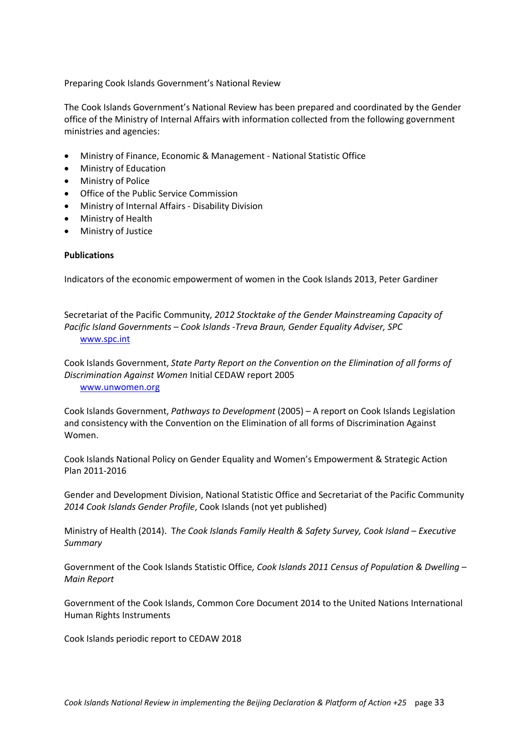Preparing Cook Islands Government's National Review

The Cook Islands Government's National Review has been prepared and coordinated by the Gender office of the Ministry of Internal Affairs with information collected from the following government ministries and agencies:

- Ministry of Finance, Economic & Management - National Statistic Office
- Ministry of Education
- Ministry of Police
- Office of the Public Service Commission
- Ministry of Internal Affairs - Disability Division
- Ministry of Health
- Ministry of Justice

**Publications**

Indicators of the economic empowerment of women in the Cook Islands 2013, Peter Gardiner

Secretariat of the Pacific Community*, 2012 Stocktake of the Gender Mainstreaming Capacity of Pacific Island Governments – Cook Islands -Treva Braun, Gender Equality Adviser, SPC*
www.spc.int

Cook Islands Government, *State Party Report on the Convention on the Elimination of all forms of Discrimination Against Women* Initial CEDAW report 2005
www.unwomen.org

Cook Islands Government, *Pathways to Development* (2005) – A report on Cook Islands Legislation and consistency with the Convention on the Elimination of all forms of Discrimination Against Women.

Cook Islands National Policy on Gender Equality and Women's Empowerment & Strategic Action Plan 2011-2016

Gender and Development Division, National Statistic Office and Secretariat of the Pacific Community *2014 Cook Islands Gender Profile*, Cook Islands (not yet published)

Ministry of Health (2014). T*he Cook Islands Family Health & Safety Survey, Cook Island – Executive Summary*

Government of the Cook Islands Statistic Office*, Cook Islands 2011 Census of Population & Dwelling – Main Report*

Government of the Cook Islands, Common Core Document 2014 to the United Nations International Human Rights Instruments

Cook Islands periodic report to CEDAW 2018